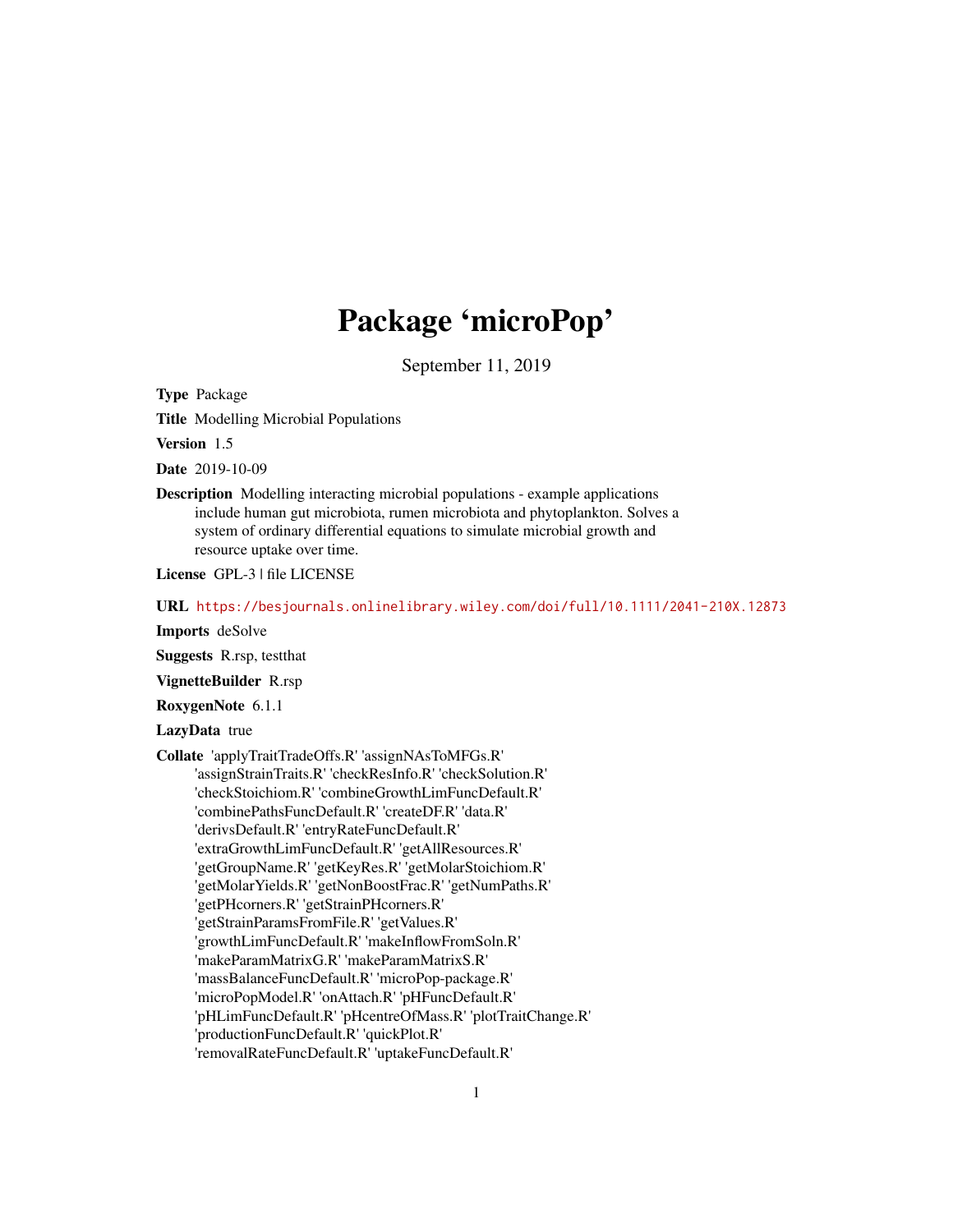# Package 'microPop'

September 11, 2019

**Type** Package

**Title** Modelling Microbial Populations

**Version** 1.5

**Date** 2019-10-09

**Description** Modelling interacting microbial populations - example applications include human gut microbiota, rumen microbiota and phytoplankton. Solves a system of ordinary differential equations to simulate microbial growth and resource uptake over time.

**License** GPL-3 | file LICENSE

**URL** https://besjournals.onlinelibrary.wiley.com/doi/full/10.1111/2041-210X.12873

**Imports** deSolve

**Suggests** R.rsp, testthat

**VignetteBuilder** R.rsp

**RoxygenNote** 6.1.1

**LazyData** true

**Collate** 'applyTraitTradeOffs.R' 'assignNAsToMFGs.R' 'assignStrainTraits.R' 'checkResInfo.R' 'checkSolution.R' 'checkStoichiom.R' 'combineGrowthLimFuncDefault.R' 'combinePathsFuncDefault.R' 'createDF.R' 'data.R' 'derivsDefault.R' 'entryRateFuncDefault.R' 'extraGrowthLimFuncDefault.R' 'getAllResources.R' 'getGroupName.R' 'getKeyRes.R' 'getMolarStoichiom.R' 'getMolarYields.R' 'getNonBoostFrac.R' 'getNumPaths.R' 'getPHcorners.R' 'getStrainPHcorners.R' 'getStrainParamsFromFile.R' 'getValues.R' 'growthLimFuncDefault.R' 'makeInflowFromSoln.R' 'makeParamMatrixG.R' 'makeParamMatrixS.R' 'massBalanceFuncDefault.R' 'microPop-package.R' 'microPopModel.R' 'onAttach.R' 'pHFuncDefault.R' 'pHLimFuncDefault.R' 'pHcentreOfMass.R' 'plotTraitChange.R' 'productionFuncDefault.R' 'quickPlot.R' 'removalRateFuncDefault.R' 'uptakeFuncDefault.R'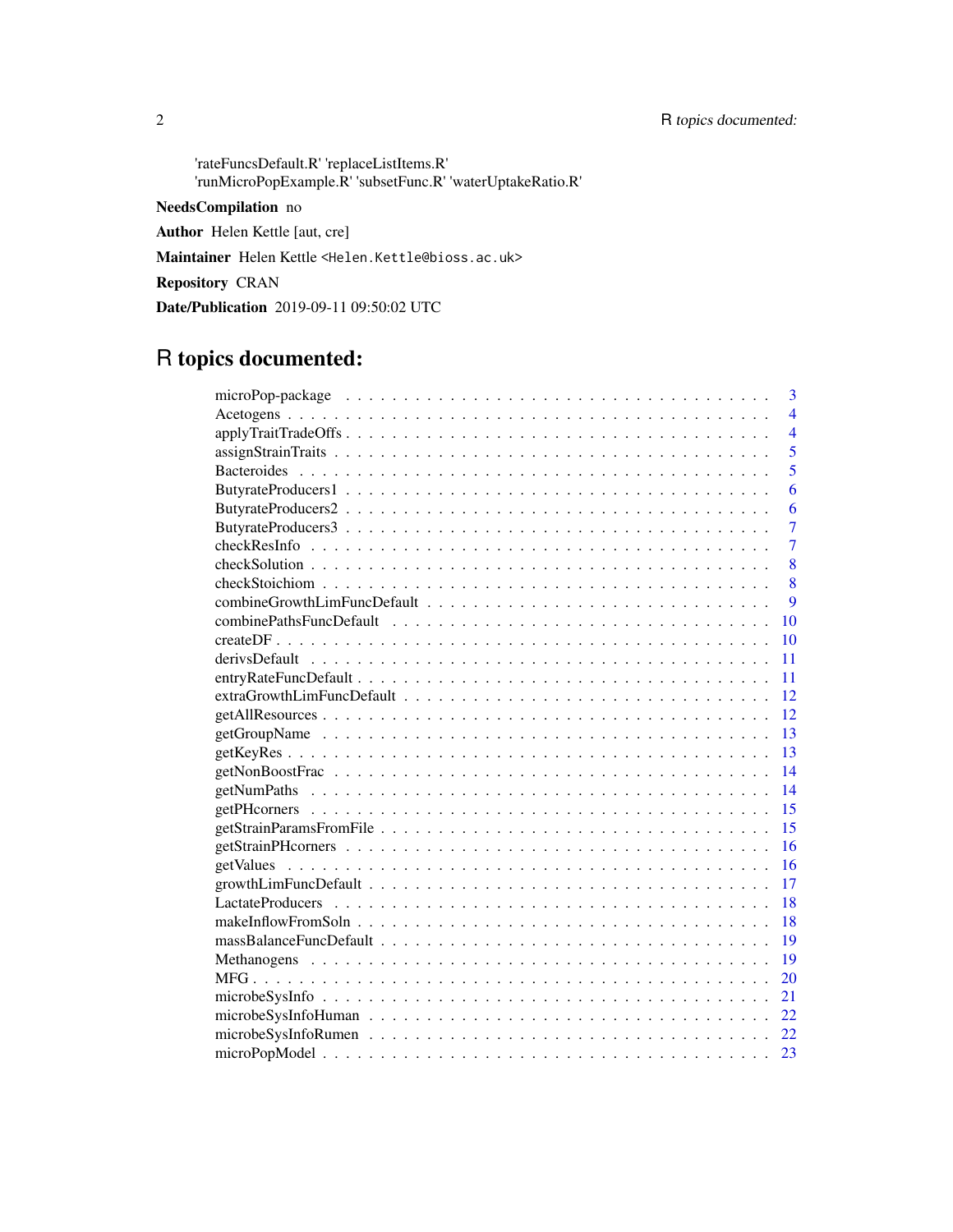'rateFuncsDefault.R' 'replaceListItems.R'
'runMicroPopExample.R' 'subsetFunc.R' 'waterUptakeRatio.R'

**NeedsCompilation** no

**Author** Helen Kettle [aut, cre]

**Maintainer** Helen Kettle <Helen.Kettle@bioss.ac.uk>

**Repository** CRAN

**Date/Publication** 2019-09-11 09:50:02 UTC

# R topics documented:

| | |
|---|---|
| microPop-package | 3 |
| Acetogens | 4 |
| applyTraitTradeOffs | 4 |
| assignStrainTraits | 5 |
| Bacteroides | 5 |
| ButyrateProducers1 | 6 |
| ButyrateProducers2 | 6 |
| ButyrateProducers3 | 7 |
| checkResInfo | 7 |
| checkSolution | 8 |
| checkStoichiom | 8 |
| combineGrowthLimFuncDefault | 9 |
| combinePathsFuncDefault | 10 |
| createDF | 10 |
| derivsDefault | 11 |
| entryRateFuncDefault | 11 |
| extraGrowthLimFuncDefault | 12 |
| getAllResources | 12 |
| getGroupName | 13 |
| getKeyRes | 13 |
| getNonBoostFrac | 14 |
| getNumPaths | 14 |
| getPHcorners | 15 |
| getStrainParamsFromFile | 15 |
| getStrainPHcorners | 16 |
| getValues | 16 |
| growthLimFuncDefault | 17 |
| LactateProducers | 18 |
| makeInflowFromSoln | 18 |
| massBalanceFuncDefault | 19 |
| Methanogens | 19 |
| MFG | 20 |
| microbeSysInfo | 21 |
| microbeSysInfoHuman | 22 |
| microbeSysInfoRumen | 22 |
| microPopModel | 23 |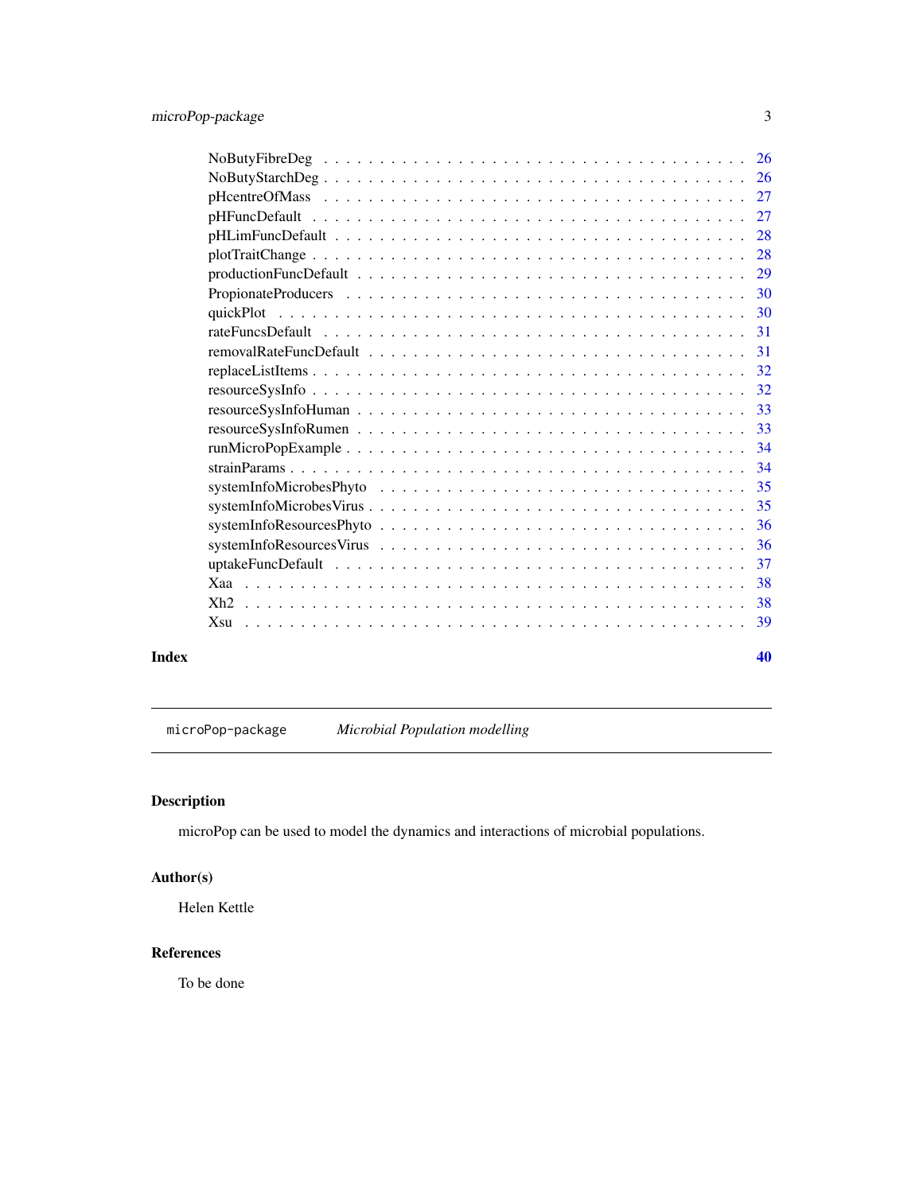NoButyFibreDeg . . . . . . . . . . . . . . . . . . . . . . . . . . . . . . . . . . . 26
NoButyStarchDeg . . . . . . . . . . . . . . . . . . . . . . . . . . . . . . . . . . 26
pHcentreOfMass . . . . . . . . . . . . . . . . . . . . . . . . . . . . . . . . . . 27
pHFuncDefault . . . . . . . . . . . . . . . . . . . . . . . . . . . . . . . . . . . 27
pHLimFuncDefault . . . . . . . . . . . . . . . . . . . . . . . . . . . . . . . . . 28
plotTraitChange . . . . . . . . . . . . . . . . . . . . . . . . . . . . . . . . . . 28
productionFuncDefault . . . . . . . . . . . . . . . . . . . . . . . . . . . . . . . 29
PropionateProducers . . . . . . . . . . . . . . . . . . . . . . . . . . . . . . . . 30
quickPlot . . . . . . . . . . . . . . . . . . . . . . . . . . . . . . . . . . . . . 30
rateFuncsDefault . . . . . . . . . . . . . . . . . . . . . . . . . . . . . . . . . . 31
removalRateFuncDefault . . . . . . . . . . . . . . . . . . . . . . . . . . . . . . 31
replaceListItems . . . . . . . . . . . . . . . . . . . . . . . . . . . . . . . . . . 32
resourceSysInfo . . . . . . . . . . . . . . . . . . . . . . . . . . . . . . . . . . 32
resourceSysInfoHuman . . . . . . . . . . . . . . . . . . . . . . . . . . . . . . . 33
resourceSysInfoRumen . . . . . . . . . . . . . . . . . . . . . . . . . . . . . . . 33
runMicroPopExample . . . . . . . . . . . . . . . . . . . . . . . . . . . . . . . . 34
strainParams . . . . . . . . . . . . . . . . . . . . . . . . . . . . . . . . . . . . 34
systemInfoMicrobesPhyto . . . . . . . . . . . . . . . . . . . . . . . . . . . . . . 35
systemInfoMicrobesVirus . . . . . . . . . . . . . . . . . . . . . . . . . . . . . . 35
systemInfoResourcesPhyto . . . . . . . . . . . . . . . . . . . . . . . . . . . . . 36
systemInfoResourcesVirus . . . . . . . . . . . . . . . . . . . . . . . . . . . . . 36
uptakeFuncDefault . . . . . . . . . . . . . . . . . . . . . . . . . . . . . . . . . 37
Xaa . . . . . . . . . . . . . . . . . . . . . . . . . . . . . . . . . . . . . . . . 38
Xh2 . . . . . . . . . . . . . . . . . . . . . . . . . . . . . . . . . . . . . . . . 38
Xsu . . . . . . . . . . . . . . . . . . . . . . . . . . . . . . . . . . . . . . . . 39

**Index** **40**

---

`microPop-package` *Microbial Population modelling*

---

## Description

microPop can be used to model the dynamics and interactions of microbial populations.

## Author(s)

Helen Kettle

## References

To be done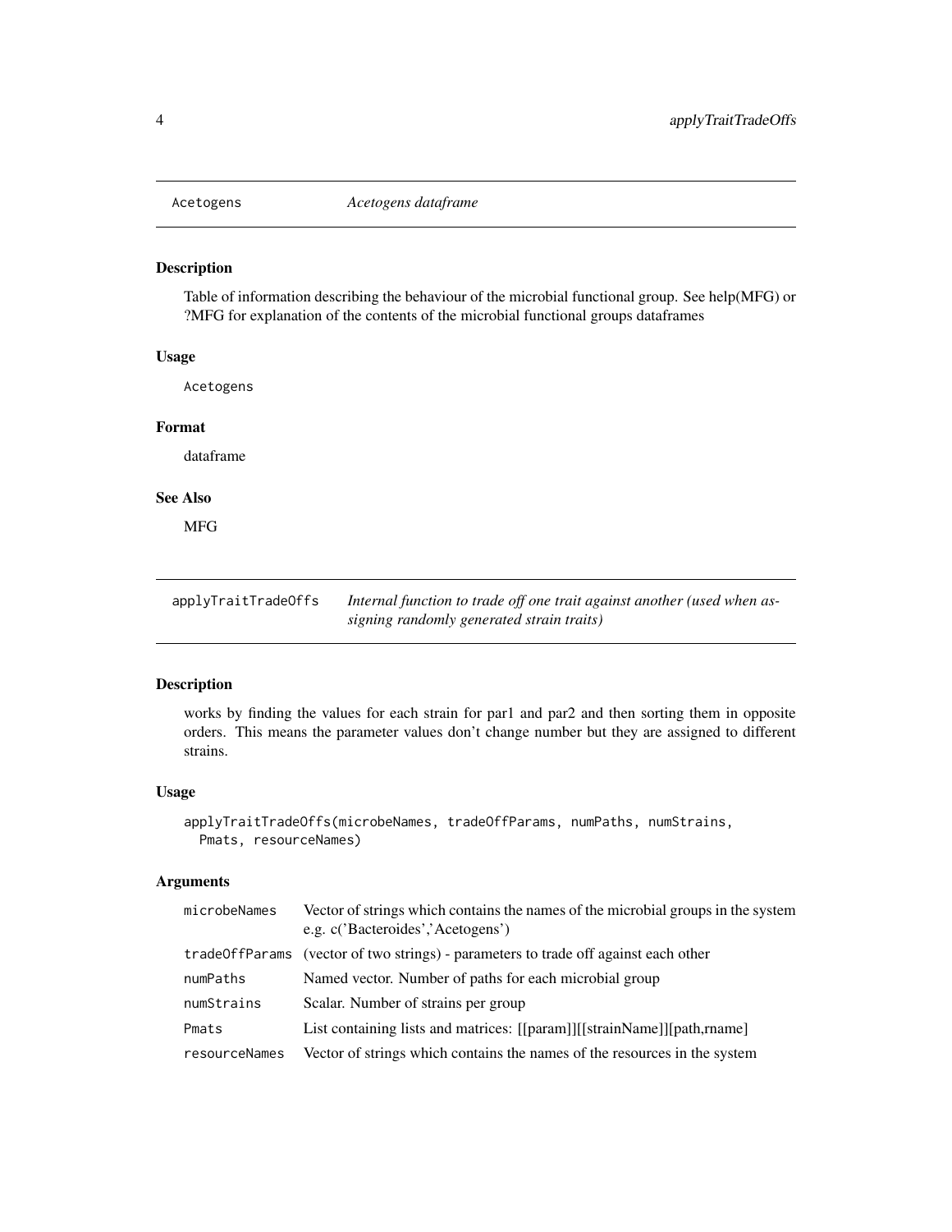## Acetogens — *Acetogens dataframe*

### Description

Table of information describing the behaviour of the microbial functional group. See help(MFG) or ?MFG for explanation of the contents of the microbial functional groups dataframes

### Usage

```
Acetogens
```

### Format

dataframe

### See Also

MFG

## applyTraitTradeOffs — *Internal function to trade off one trait against another (used when assigning randomly generated strain traits)*

### Description

works by finding the values for each strain for par1 and par2 and then sorting them in opposite orders. This means the parameter values don't change number but they are assigned to different strains.

### Usage

```
applyTraitTradeOffs(microbeNames, tradeOffParams, numPaths, numStrains,
  Pmats, resourceNames)
```

### Arguments

| | |
|---|---|
| microbeNames | Vector of strings which contains the names of the microbial groups in the system e.g. c('Bacteroides','Acetogens') |
| tradeOffParams | (vector of two strings) - parameters to trade off against each other |
| numPaths | Named vector. Number of paths for each microbial group |
| numStrains | Scalar. Number of strains per group |
| Pmats | List containing lists and matrices: [[param]][[strainName]][path,rname] |
| resourceNames | Vector of strings which contains the names of the resources in the system |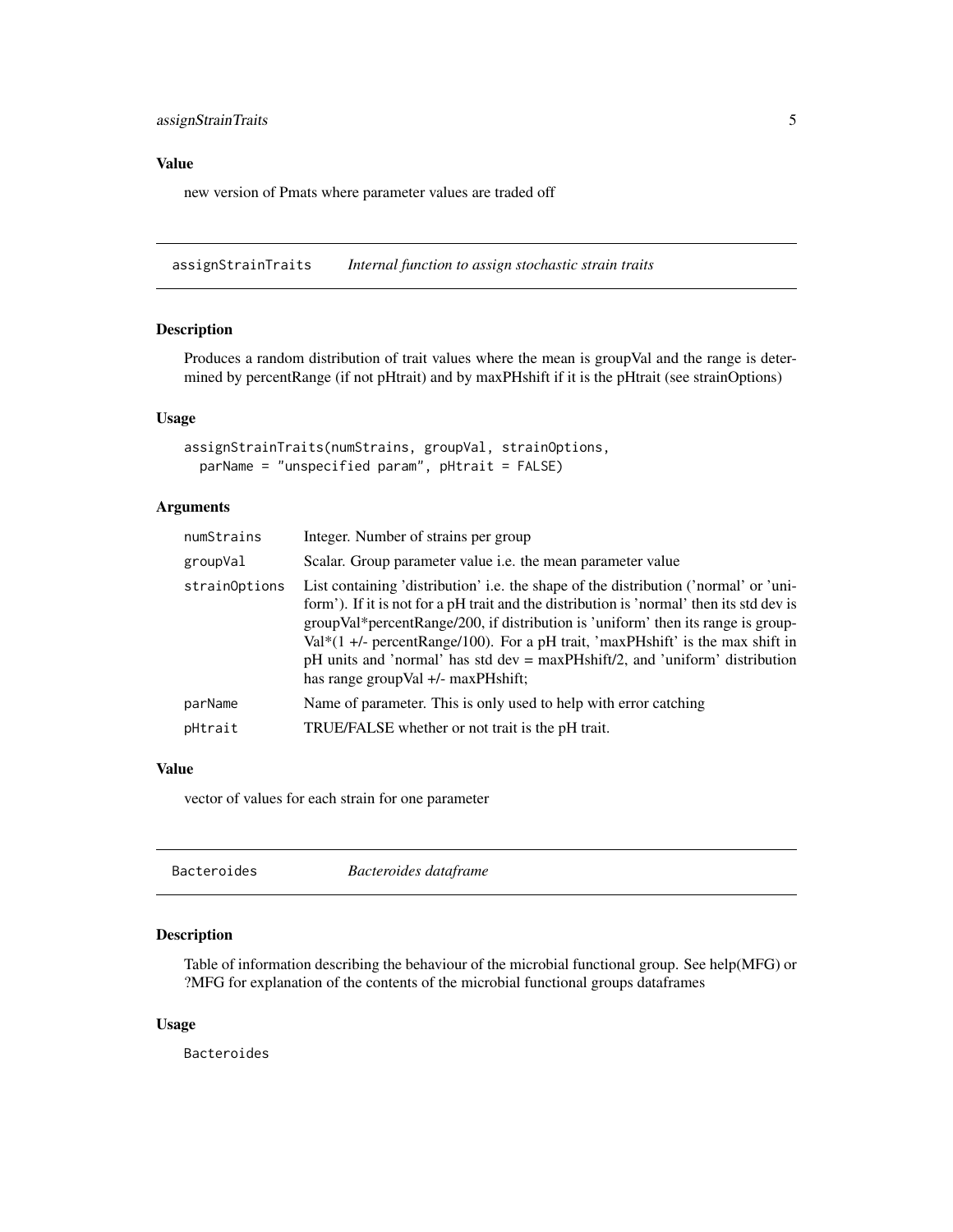### Value

new version of Pmats where parameter values are traded off

---

## assignStrainTraits — *Internal function to assign stochastic strain traits*

### Description

Produces a random distribution of trait values where the mean is groupVal and the range is determined by percentRange (if not pHtrait) and by maxPHshift if it is the pHtrait (see strainOptions)

### Usage

```
assignStrainTraits(numStrains, groupVal, strainOptions,
  parName = "unspecified param", pHtrait = FALSE)
```

### Arguments

| | |
|---|---|
| `numStrains` | Integer. Number of strains per group |
| `groupVal` | Scalar. Group parameter value i.e. the mean parameter value |
| `strainOptions` | List containing 'distribution' i.e. the shape of the distribution ('normal' or 'uniform'). If it is not for a pH trait and the distribution is 'normal' then its std dev is groupVal*percentRange/200, if distribution is 'uniform' then its range is groupVal*(1 +/- percentRange/100). For a pH trait, 'maxPHshift' is the max shift in pH units and 'normal' has std dev = maxPHshift/2, and 'uniform' distribution has range groupVal +/- maxPHshift; |
| `parName` | Name of parameter. This is only used to help with error catching |
| `pHtrait` | TRUE/FALSE whether or not trait is the pH trait. |

### Value

vector of values for each strain for one parameter

---

## Bacteroides — *Bacteroides dataframe*

### Description

Table of information describing the behaviour of the microbial functional group. See help(MFG) or ?MFG for explanation of the contents of the microbial functional groups dataframes

### Usage

```
Bacteroides
```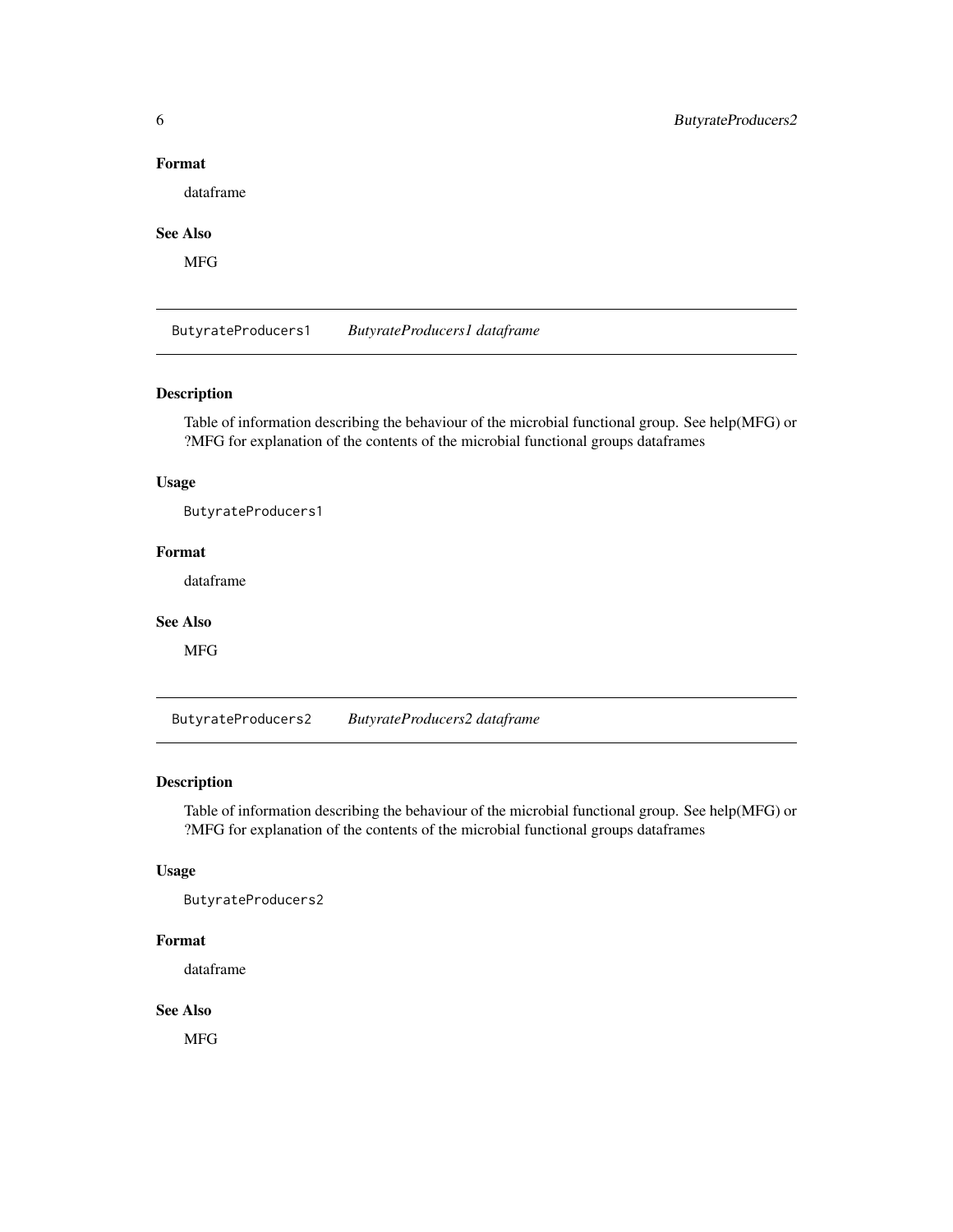### Format

dataframe

### See Also

MFG

## ButyrateProducers1 *ButyrateProducers1 dataframe*

### Description

Table of information describing the behaviour of the microbial functional group. See help(MFG) or ?MFG for explanation of the contents of the microbial functional groups dataframes

### Usage

```
ButyrateProducers1
```

### Format

dataframe

### See Also

MFG

## ButyrateProducers2 *ButyrateProducers2 dataframe*

### Description

Table of information describing the behaviour of the microbial functional group. See help(MFG) or ?MFG for explanation of the contents of the microbial functional groups dataframes

### Usage

```
ButyrateProducers2
```

### Format

dataframe

### See Also

MFG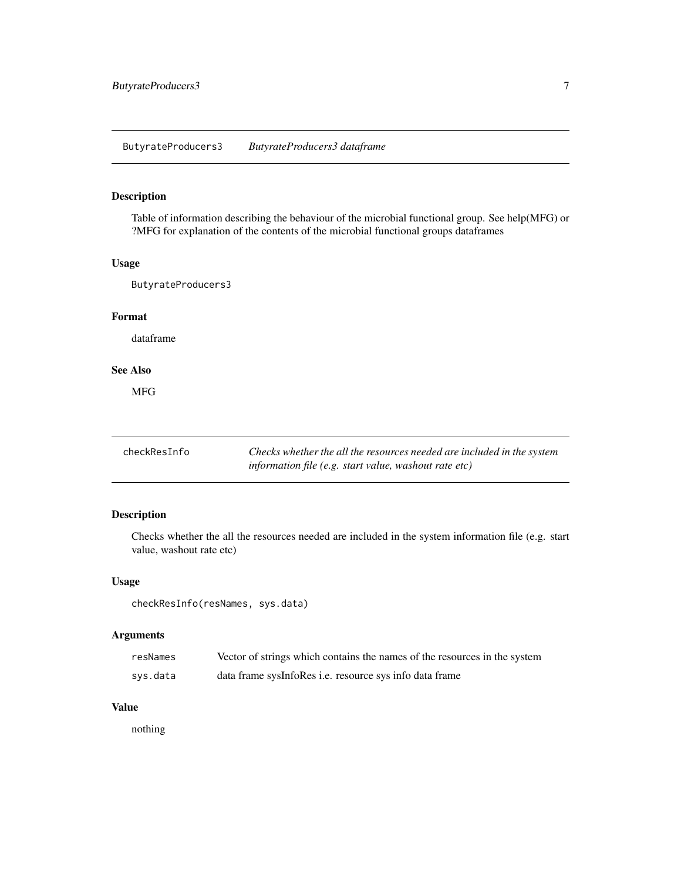## ButyrateProducers3 — *ButyrateProducers3 dataframe*

### Description

Table of information describing the behaviour of the microbial functional group. See help(MFG) or ?MFG for explanation of the contents of the microbial functional groups dataframes

### Usage

```
ButyrateProducers3
```

### Format

dataframe

### See Also

MFG

## checkResInfo — *Checks whether the all the resources needed are included in the system information file (e.g. start value, washout rate etc)*

### Description

Checks whether the all the resources needed are included in the system information file (e.g. start value, washout rate etc)

### Usage

```
checkResInfo(resNames, sys.data)
```

### Arguments

| | |
|---|---|
| resNames | Vector of strings which contains the names of the resources in the system |
| sys.data | data frame sysInfoRes i.e. resource sys info data frame |

### Value

nothing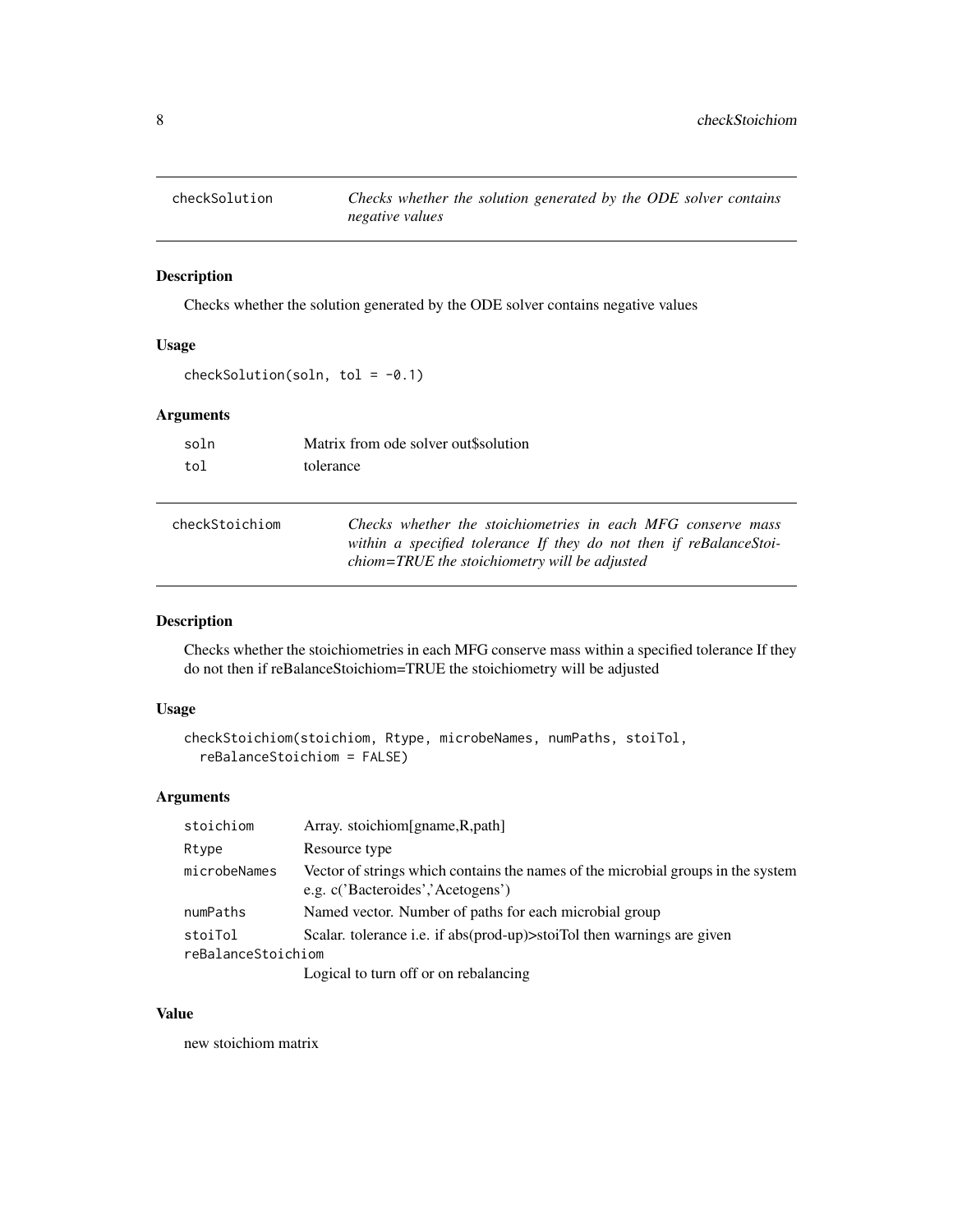## checkSolution

*Checks whether the solution generated by the ODE solver contains negative values*

### Description

Checks whether the solution generated by the ODE solver contains negative values

### Usage

```
checkSolution(soln, tol = -0.1)
```

### Arguments

| | |
|---|---|
| soln | Matrix from ode solver out$solution |
| tol | tolerance |

## checkStoichiom

*Checks whether the stoichiometries in each MFG conserve mass within a specified tolerance If they do not then if reBalanceStoichiom=TRUE the stoichiometry will be adjusted*

### Description

Checks whether the stoichiometries in each MFG conserve mass within a specified tolerance If they do not then if reBalanceStoichiom=TRUE the stoichiometry will be adjusted

### Usage

```
checkStoichiom(stoichiom, Rtype, microbeNames, numPaths, stoiTol,
  reBalanceStoichiom = FALSE)
```

### Arguments

| | |
|---|---|
| stoichiom | Array. stoichiom[gname,R,path] |
| Rtype | Resource type |
| microbeNames | Vector of strings which contains the names of the microbial groups in the system e.g. c('Bacteroides','Acetogens') |
| numPaths | Named vector. Number of paths for each microbial group |
| stoiTol | Scalar. tolerance i.e. if abs(prod-up)>stoiTol then warnings are given |
| reBalanceStoichiom | Logical to turn off or on rebalancing |

### Value

new stoichiom matrix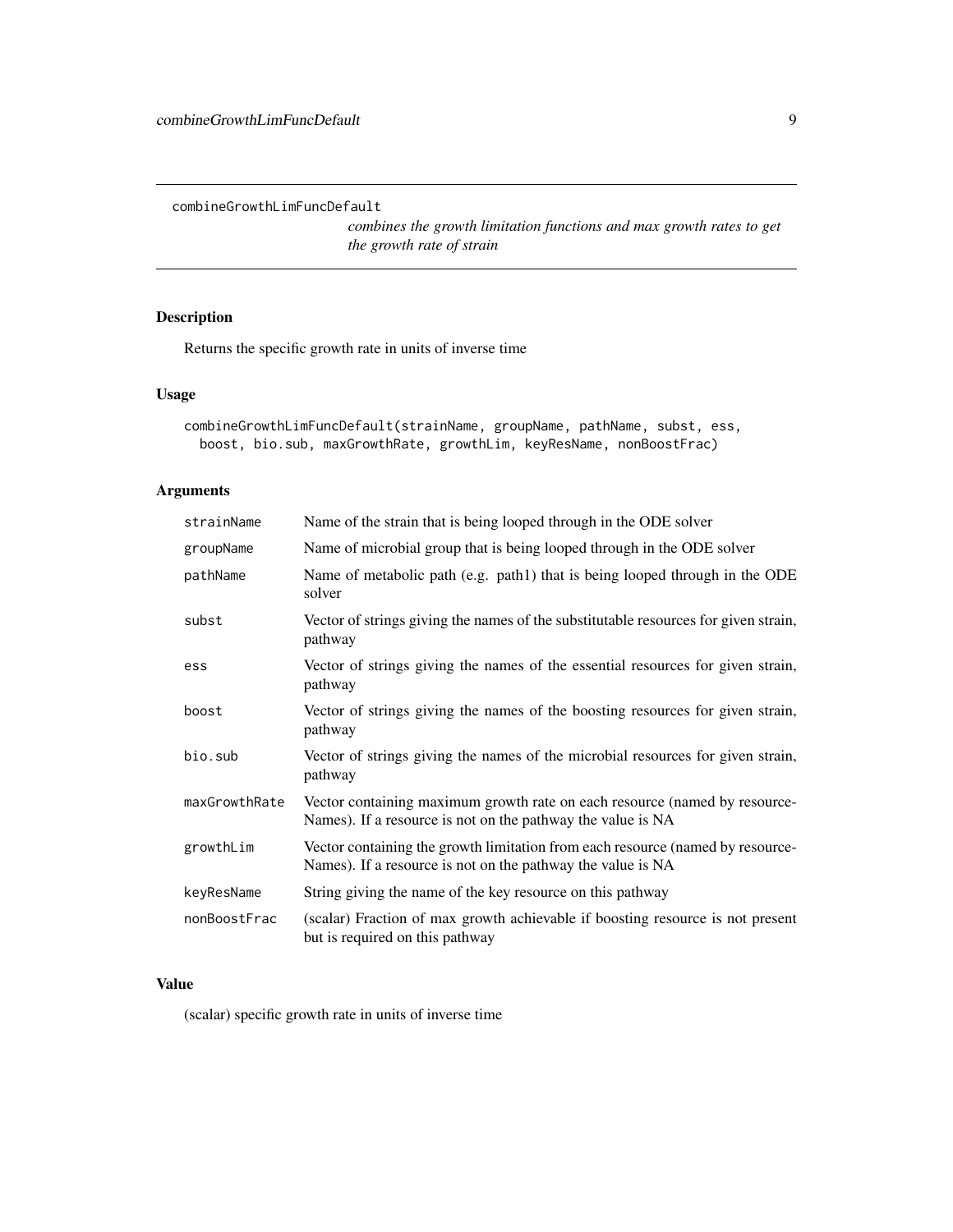## combineGrowthLimFuncDefault

*combines the growth limitation functions and max growth rates to get the growth rate of strain*

### Description

Returns the specific growth rate in units of inverse time

### Usage

```
combineGrowthLimFuncDefault(strainName, groupName, pathName, subst, ess,
  boost, bio.sub, maxGrowthRate, growthLim, keyResName, nonBoostFrac)
```

### Arguments

| Argument | Description |
|---|---|
| strainName | Name of the strain that is being looped through in the ODE solver |
| groupName | Name of microbial group that is being looped through in the ODE solver |
| pathName | Name of metabolic path (e.g. path1) that is being looped through in the ODE solver |
| subst | Vector of strings giving the names of the substitutable resources for given strain, pathway |
| ess | Vector of strings giving the names of the essential resources for given strain, pathway |
| boost | Vector of strings giving the names of the boosting resources for given strain, pathway |
| bio.sub | Vector of strings giving the names of the microbial resources for given strain, pathway |
| maxGrowthRate | Vector containing maximum growth rate on each resource (named by resourceNames). If a resource is not on the pathway the value is NA |
| growthLim | Vector containing the growth limitation from each resource (named by resourceNames). If a resource is not on the pathway the value is NA |
| keyResName | String giving the name of the key resource on this pathway |
| nonBoostFrac | (scalar) Fraction of max growth achievable if boosting resource is not present but is required on this pathway |

### Value

(scalar) specific growth rate in units of inverse time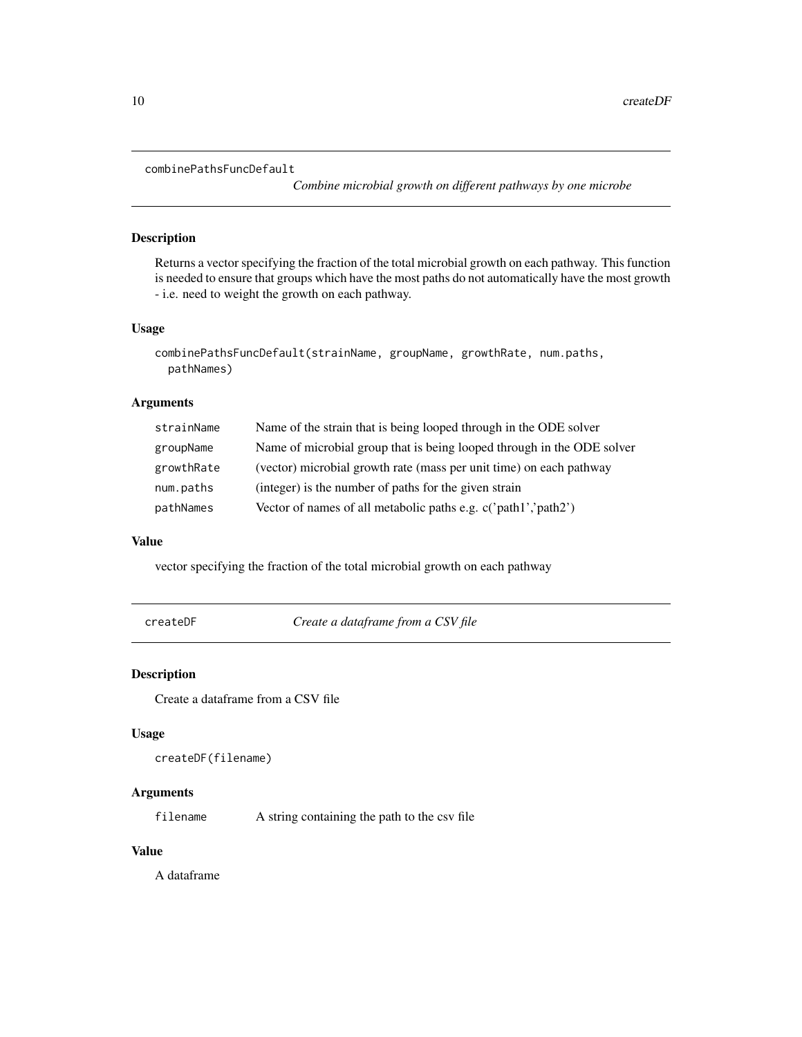## combinePathsFuncDefault

*Combine microbial growth on different pathways by one microbe*

### Description

Returns a vector specifying the fraction of the total microbial growth on each pathway. This function is needed to ensure that groups which have the most paths do not automatically have the most growth - i.e. need to weight the growth on each pathway.

### Usage

```
combinePathsFuncDefault(strainName, groupName, growthRate, num.paths,
  pathNames)
```

### Arguments

| | |
|---|---|
| strainName | Name of the strain that is being looped through in the ODE solver |
| groupName | Name of microbial group that is being looped through in the ODE solver |
| growthRate | (vector) microbial growth rate (mass per unit time) on each pathway |
| num.paths | (integer) is the number of paths for the given strain |
| pathNames | Vector of names of all metabolic paths e.g. c('path1','path2') |

### Value

vector specifying the fraction of the total microbial growth on each pathway

## createDF

*Create a dataframe from a CSV file*

### Description

Create a dataframe from a CSV file

### Usage

```
createDF(filename)
```

### Arguments

| | |
|---|---|
| filename | A string containing the path to the csv file |

### Value

A dataframe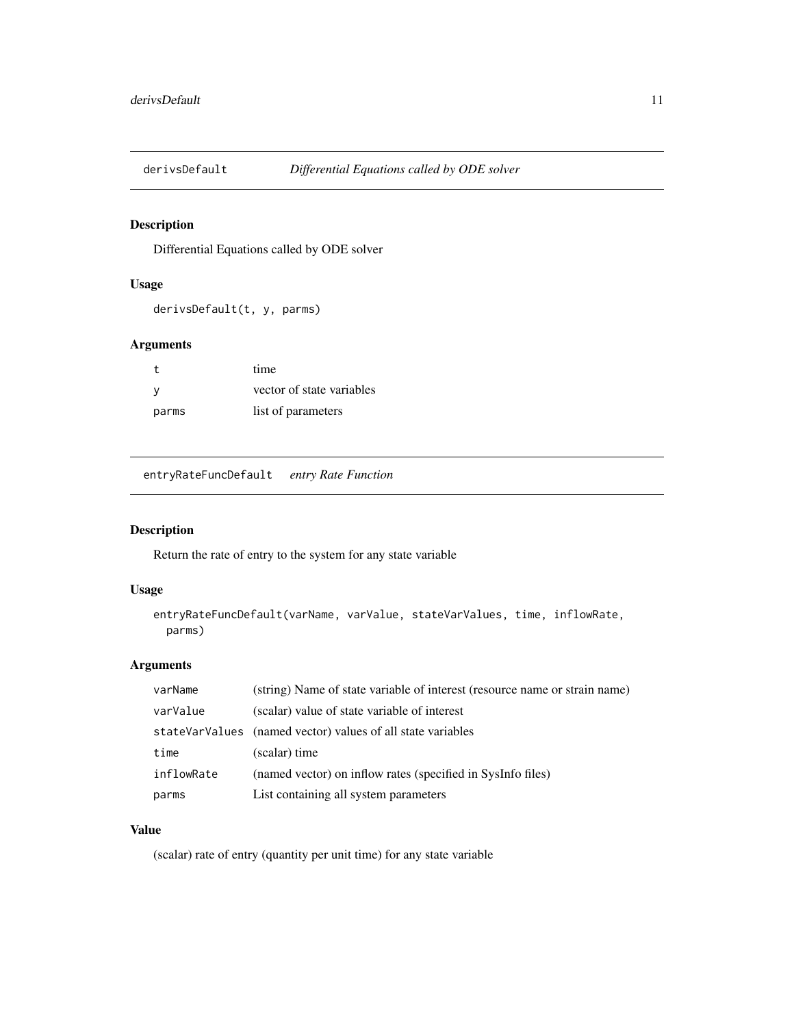## derivsDefault *Differential Equations called by ODE solver*

### Description

Differential Equations called by ODE solver

### Usage

```
derivsDefault(t, y, parms)
```

### Arguments

| | |
|---|---|
| t | time |
| y | vector of state variables |
| parms | list of parameters |

## entryRateFuncDefault *entry Rate Function*

### Description

Return the rate of entry to the system for any state variable

### Usage

```
entryRateFuncDefault(varName, varValue, stateVarValues, time, inflowRate,
  parms)
```

### Arguments

| | |
|---|---|
| varName | (string) Name of state variable of interest (resource name or strain name) |
| varValue | (scalar) value of state variable of interest |
| stateVarValues | (named vector) values of all state variables |
| time | (scalar) time |
| inflowRate | (named vector) on inflow rates (specified in SysInfo files) |
| parms | List containing all system parameters |

### Value

(scalar) rate of entry (quantity per unit time) for any state variable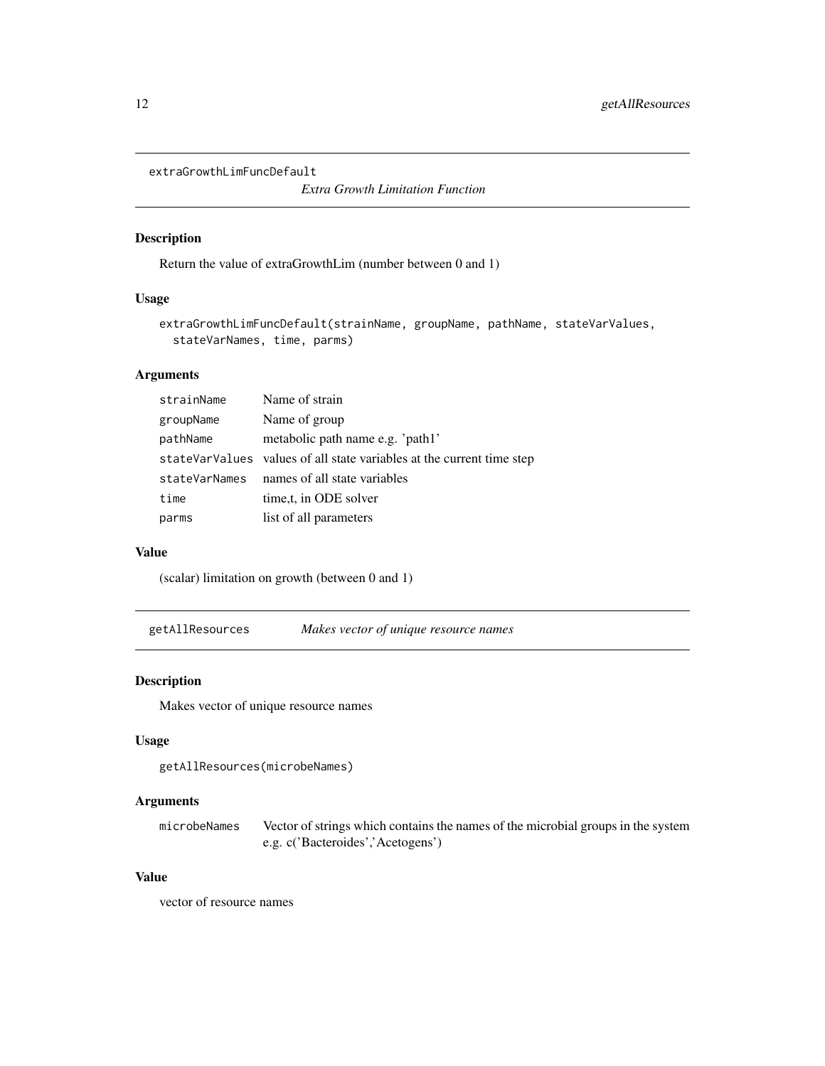## extraGrowthLimFuncDefault

*Extra Growth Limitation Function*

### Description

Return the value of extraGrowthLim (number between 0 and 1)

### Usage

```
extraGrowthLimFuncDefault(strainName, groupName, pathName, stateVarValues,
  stateVarNames, time, parms)
```

### Arguments

| | |
|---|---|
| strainName | Name of strain |
| groupName | Name of group |
| pathName | metabolic path name e.g. 'path1' |
| stateVarValues | values of all state variables at the current time step |
| stateVarNames | names of all state variables |
| time | time,t, in ODE solver |
| parms | list of all parameters |

### Value

(scalar) limitation on growth (between 0 and 1)

## getAllResources

*Makes vector of unique resource names*

### Description

Makes vector of unique resource names

### Usage

```
getAllResources(microbeNames)
```

### Arguments

| | |
|---|---|
| microbeNames | Vector of strings which contains the names of the microbial groups in the system e.g. c('Bacteroides','Acetogens') |

### Value

vector of resource names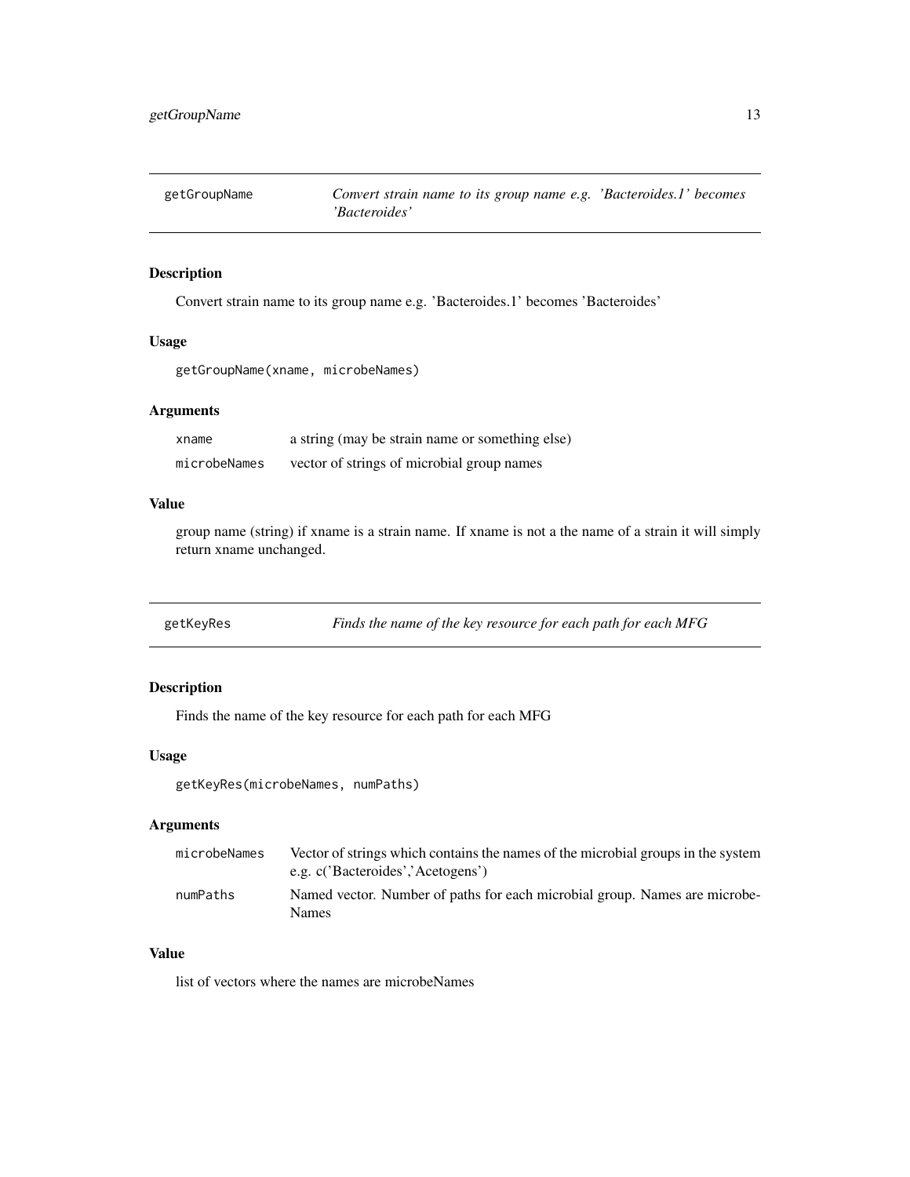## getGroupName — *Convert strain name to its group name e.g. 'Bacteroides.1' becomes 'Bacteroides'*

### Description

Convert strain name to its group name e.g. 'Bacteroides.1' becomes 'Bacteroides'

### Usage

```
getGroupName(xname, microbeNames)
```

### Arguments

| | |
|---|---|
| xname | a string (may be strain name or something else) |
| microbeNames | vector of strings of microbial group names |

### Value

group name (string) if xname is a strain name. If xname is not a the name of a strain it will simply return xname unchanged.

## getKeyRes — *Finds the name of the key resource for each path for each MFG*

### Description

Finds the name of the key resource for each path for each MFG

### Usage

```
getKeyRes(microbeNames, numPaths)
```

### Arguments

| | |
|---|---|
| microbeNames | Vector of strings which contains the names of the microbial groups in the system e.g. c('Bacteroides','Acetogens') |
| numPaths | Named vector. Number of paths for each microbial group. Names are microbeNames |

### Value

list of vectors where the names are microbeNames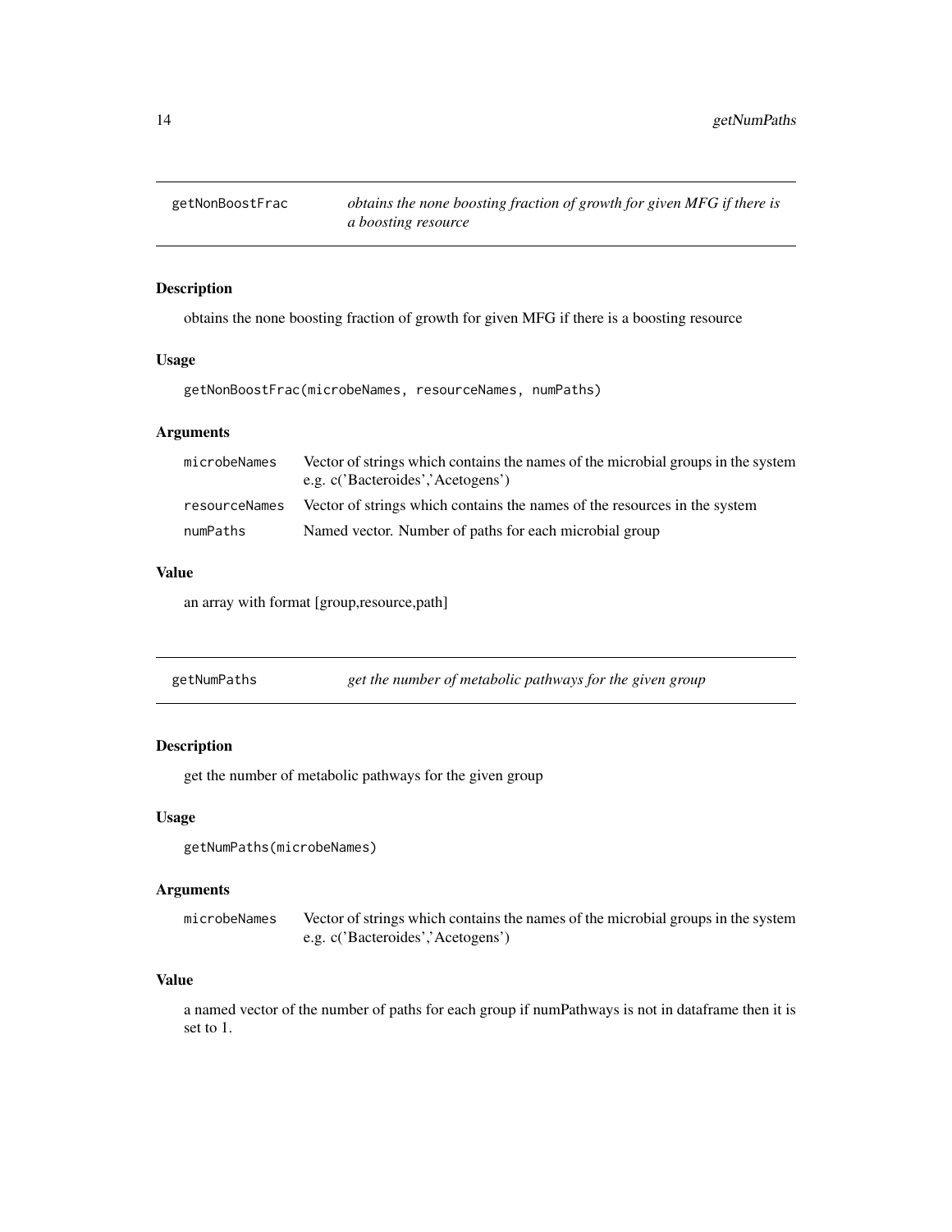## getNonBoostFrac — *obtains the none boosting fraction of growth for given MFG if there is a boosting resource*

### Description

obtains the none boosting fraction of growth for given MFG if there is a boosting resource

### Usage

```
getNonBoostFrac(microbeNames, resourceNames, numPaths)
```

### Arguments

| | |
|---|---|
| microbeNames | Vector of strings which contains the names of the microbial groups in the system e.g. c('Bacteroides','Acetogens') |
| resourceNames | Vector of strings which contains the names of the resources in the system |
| numPaths | Named vector. Number of paths for each microbial group |

### Value

an array with format [group,resource,path]

## getNumPaths — *get the number of metabolic pathways for the given group*

### Description

get the number of metabolic pathways for the given group

### Usage

```
getNumPaths(microbeNames)
```

### Arguments

| | |
|---|---|
| microbeNames | Vector of strings which contains the names of the microbial groups in the system e.g. c('Bacteroides','Acetogens') |

### Value

a named vector of the number of paths for each group if numPathways is not in dataframe then it is set to 1.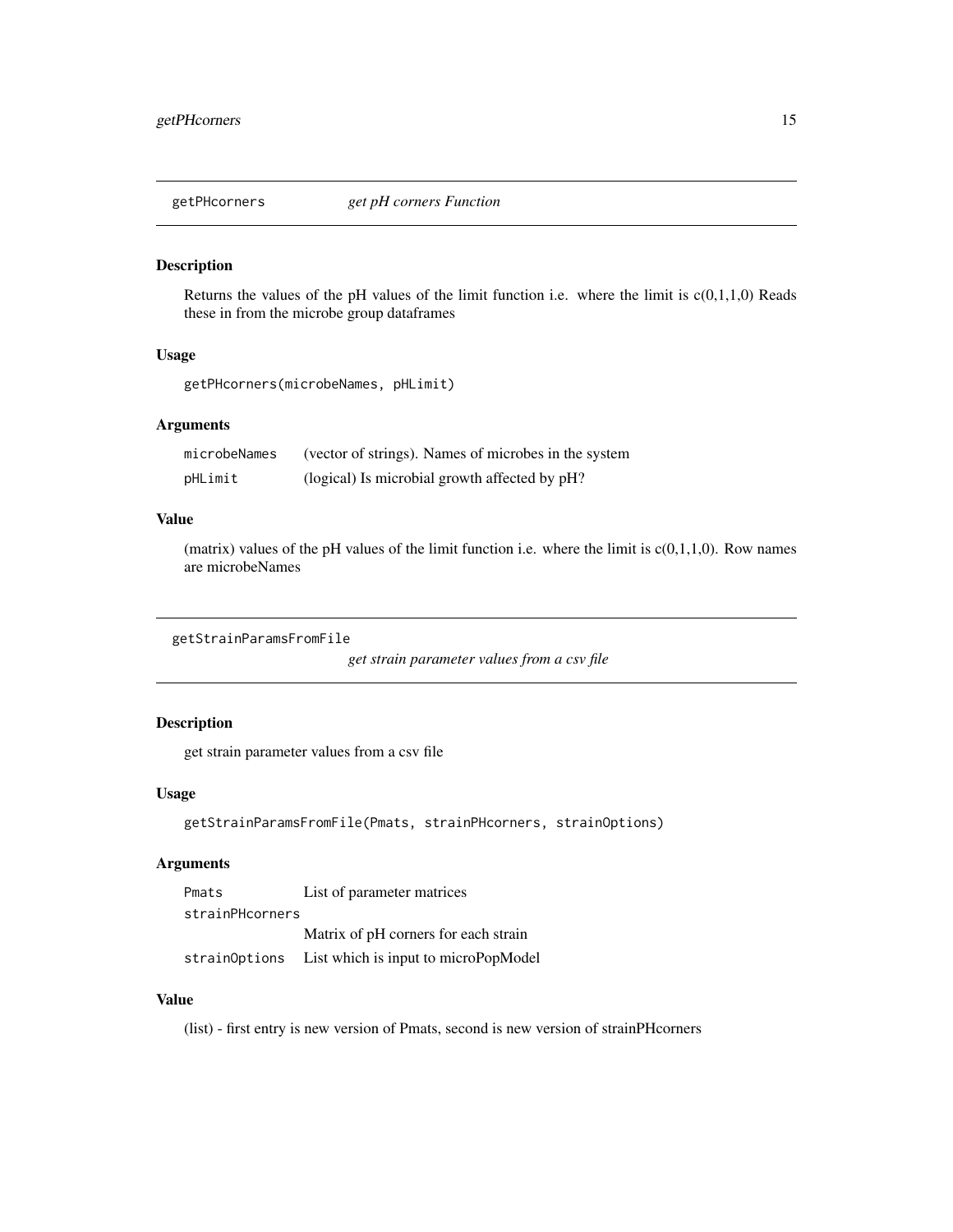## getPHcorners — *get pH corners Function*

### Description

Returns the values of the pH values of the limit function i.e. where the limit is c(0,1,1,0) Reads these in from the microbe group dataframes

### Usage

```
getPHcorners(microbeNames, pHLimit)
```

### Arguments

| | |
|---|---|
| `microbeNames` | (vector of strings). Names of microbes in the system |
| `pHLimit` | (logical) Is microbial growth affected by pH? |

### Value

(matrix) values of the pH values of the limit function i.e. where the limit is c(0,1,1,0). Row names are microbeNames

## getStrainParamsFromFile — *get strain parameter values from a csv file*

### Description

get strain parameter values from a csv file

### Usage

```
getStrainParamsFromFile(Pmats, strainPHcorners, strainOptions)
```

### Arguments

| | |
|---|---|
| `Pmats` | List of parameter matrices |
| `strainPHcorners` | Matrix of pH corners for each strain |
| `strainOptions` | List which is input to microPopModel |

### Value

(list) - first entry is new version of Pmats, second is new version of strainPHcorners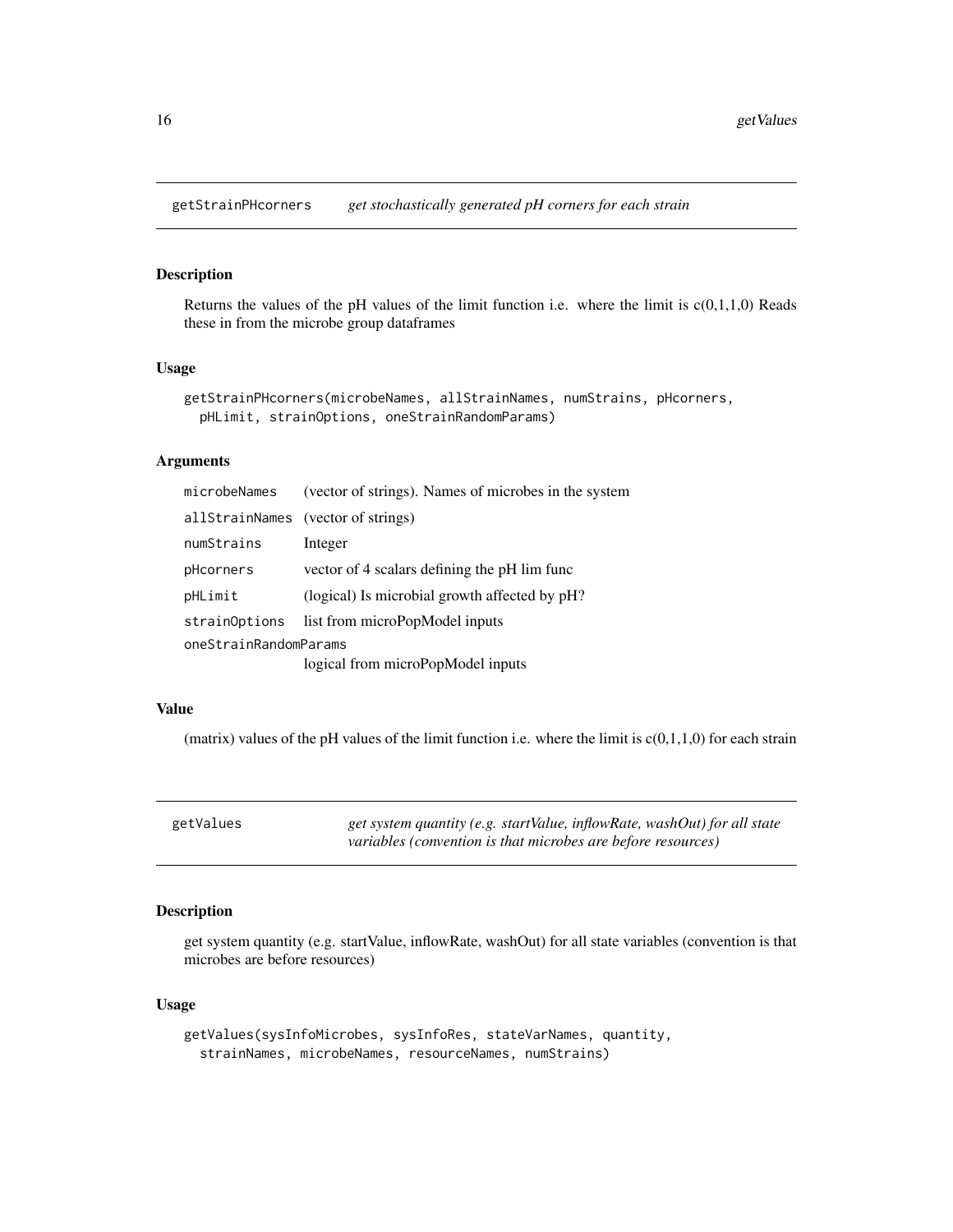## getStrainPHcorners *get stochastically generated pH corners for each strain*

### Description

Returns the values of the pH values of the limit function i.e. where the limit is c(0,1,1,0) Reads these in from the microbe group dataframes

### Usage

```
getStrainPHcorners(microbeNames, allStrainNames, numStrains, pHcorners,
  pHLimit, strainOptions, oneStrainRandomParams)
```

### Arguments

| | |
|---|---|
| microbeNames | (vector of strings). Names of microbes in the system |
| allStrainNames | (vector of strings) |
| numStrains | Integer |
| pHcorners | vector of 4 scalars defining the pH lim func |
| pHLimit | (logical) Is microbial growth affected by pH? |
| strainOptions | list from microPopModel inputs |
| oneStrainRandomParams | logical from microPopModel inputs |

### Value

(matrix) values of the pH values of the limit function i.e. where the limit is c(0,1,1,0) for each strain

## getValues *get system quantity (e.g. startValue, inflowRate, washOut) for all state variables (convention is that microbes are before resources)*

### Description

get system quantity (e.g. startValue, inflowRate, washOut) for all state variables (convention is that microbes are before resources)

### Usage

```
getValues(sysInfoMicrobes, sysInfoRes, stateVarNames, quantity,
  strainNames, microbeNames, resourceNames, numStrains)
```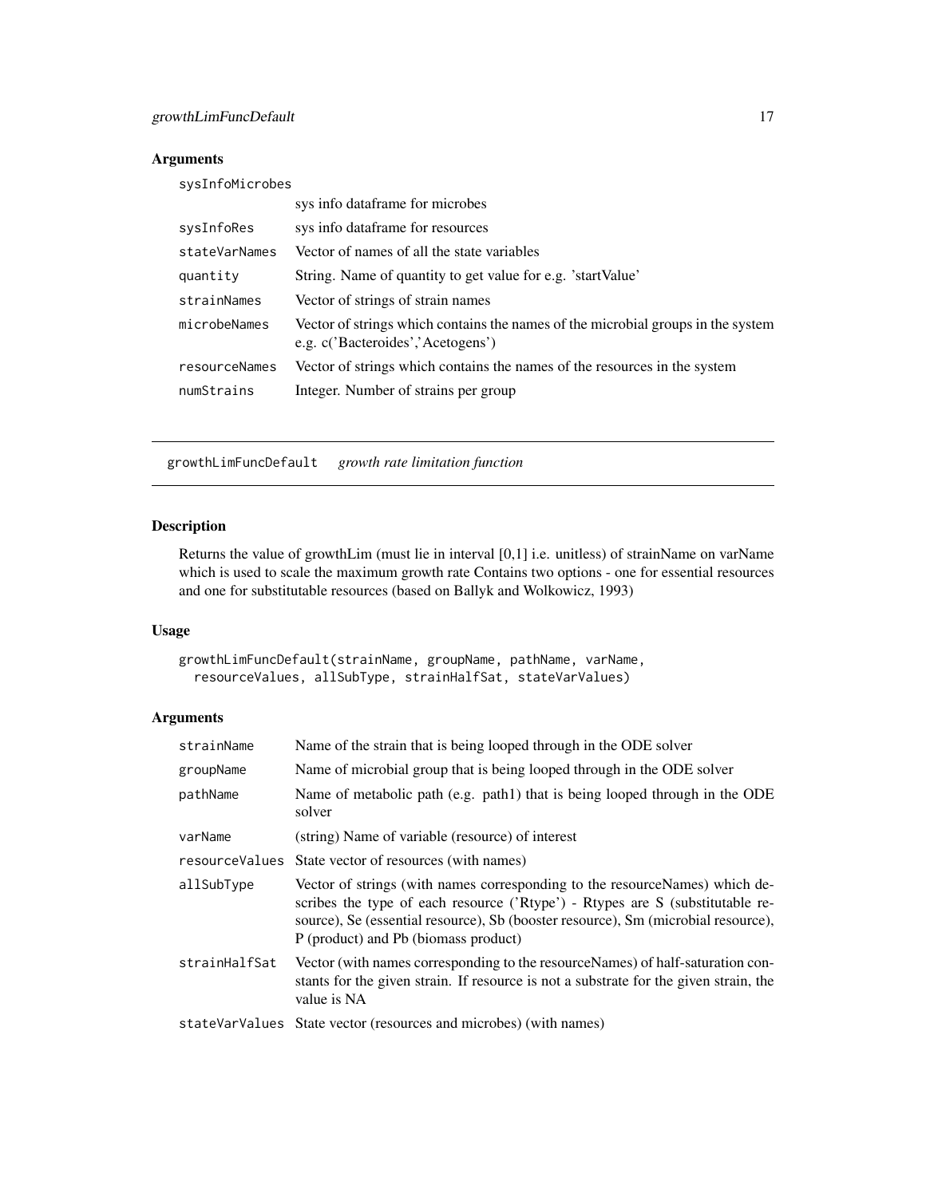## Arguments

| | |
|---|---|
| sysInfoMicrobes | sys info dataframe for microbes |
| sysInfoRes | sys info dataframe for resources |
| stateVarNames | Vector of names of all the state variables |
| quantity | String. Name of quantity to get value for e.g. 'startValue' |
| strainNames | Vector of strings of strain names |
| microbeNames | Vector of strings which contains the names of the microbial groups in the system e.g. c('Bacteroides','Acetogens') |
| resourceNames | Vector of strings which contains the names of the resources in the system |
| numStrains | Integer. Number of strains per group |

---

## growthLimFuncDefault    *growth rate limitation function*

### Description

Returns the value of growthLim (must lie in interval [0,1] i.e. unitless) of strainName on varName which is used to scale the maximum growth rate Contains two options - one for essential resources and one for substitutable resources (based on Ballyk and Wolkowicz, 1993)

### Usage

```
growthLimFuncDefault(strainName, groupName, pathName, varName,
  resourceValues, allSubType, strainHalfSat, stateVarValues)
```

### Arguments

| | |
|---|---|
| strainName | Name of the strain that is being looped through in the ODE solver |
| groupName | Name of microbial group that is being looped through in the ODE solver |
| pathName | Name of metabolic path (e.g. path1) that is being looped through in the ODE solver |
| varName | (string) Name of variable (resource) of interest |
| resourceValues | State vector of resources (with names) |
| allSubType | Vector of strings (with names corresponding to the resourceNames) which describes the type of each resource ('Rtype') - Rtypes are S (substitutable resource), Se (essential resource), Sb (booster resource), Sm (microbial resource), P (product) and Pb (biomass product) |
| strainHalfSat | Vector (with names corresponding to the resourceNames) of half-saturation constants for the given strain. If resource is not a substrate for the given strain, the value is NA |
| stateVarValues | State vector (resources and microbes) (with names) |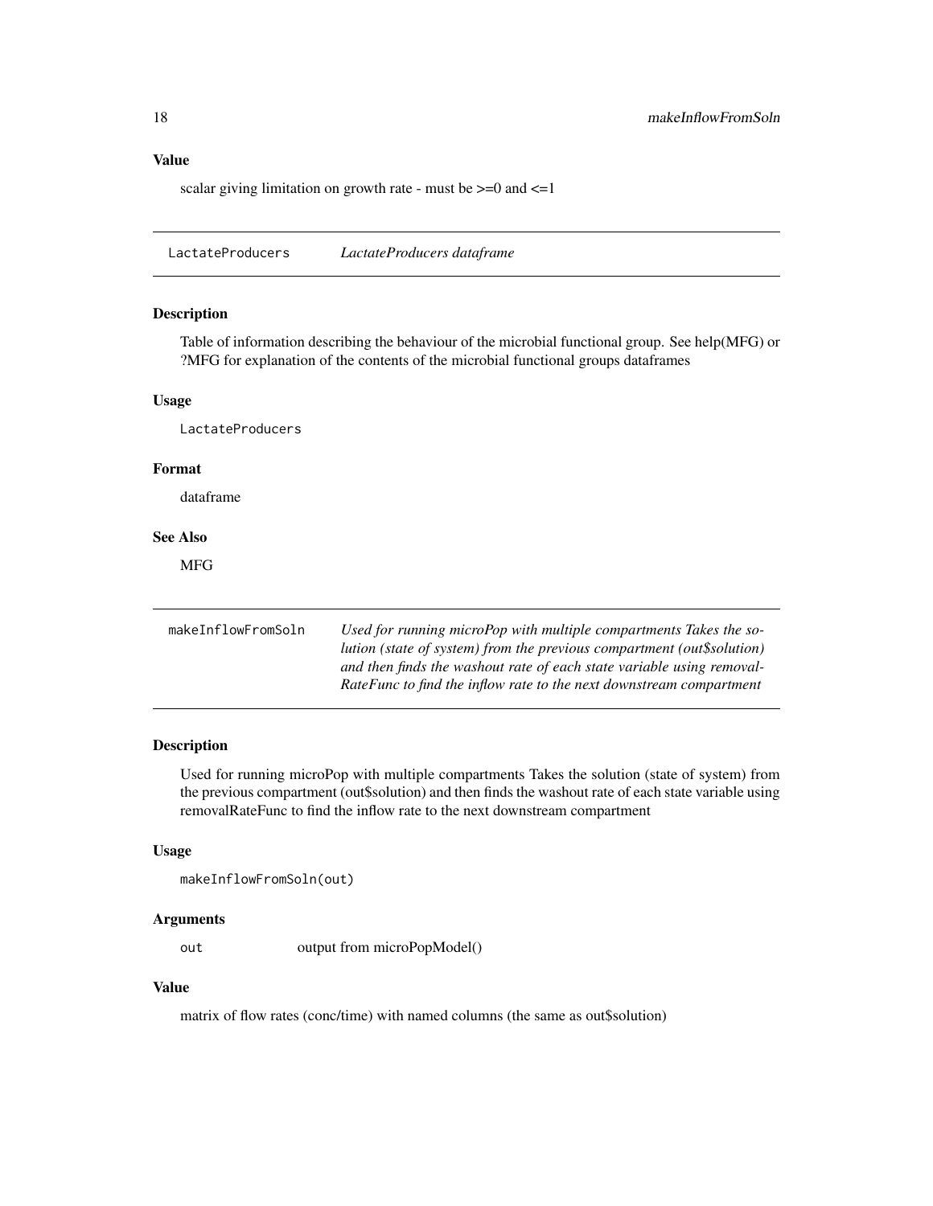### Value

scalar giving limitation on growth rate - must be >=0 and <=1

---

## LactateProducers — *LactateProducers dataframe*

### Description

Table of information describing the behaviour of the microbial functional group. See help(MFG) or ?MFG for explanation of the contents of the microbial functional groups dataframes

### Usage

```
LactateProducers
```

### Format

dataframe

### See Also

MFG

---

## makeInflowFromSoln — *Used for running microPop with multiple compartments Takes the solution (state of system) from the previous compartment (out$solution) and then finds the washout rate of each state variable using removalRateFunc to find the inflow rate to the next downstream compartment*

### Description

Used for running microPop with multiple compartments Takes the solution (state of system) from the previous compartment (out$solution) and then finds the washout rate of each state variable using removalRateFunc to find the inflow rate to the next downstream compartment

### Usage

```
makeInflowFromSoln(out)
```

### Arguments

| | |
|---|---|
| `out` | output from microPopModel() |

### Value

matrix of flow rates (conc/time) with named columns (the same as out$solution)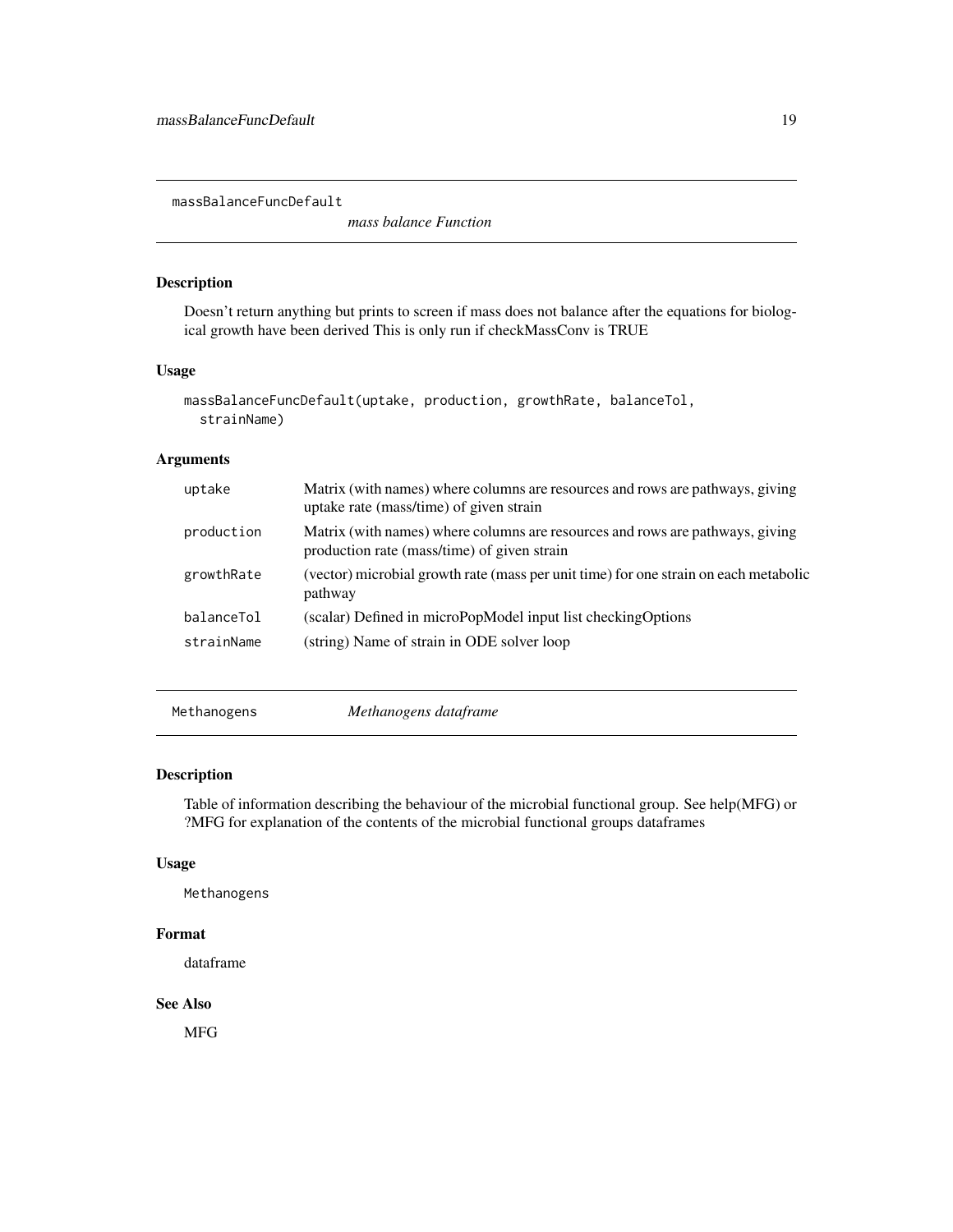## massBalanceFuncDefault

*mass balance Function*

### Description

Doesn't return anything but prints to screen if mass does not balance after the equations for biological growth have been derived This is only run if checkMassConv is TRUE

### Usage

```
massBalanceFuncDefault(uptake, production, growthRate, balanceTol,
  strainName)
```

### Arguments

| | |
|---|---|
| uptake | Matrix (with names) where columns are resources and rows are pathways, giving uptake rate (mass/time) of given strain |
| production | Matrix (with names) where columns are resources and rows are pathways, giving production rate (mass/time) of given strain |
| growthRate | (vector) microbial growth rate (mass per unit time) for one strain on each metabolic pathway |
| balanceTol | (scalar) Defined in microPopModel input list checkingOptions |
| strainName | (string) Name of strain in ODE solver loop |

## Methanogens

*Methanogens dataframe*

### Description

Table of information describing the behaviour of the microbial functional group. See help(MFG) or ?MFG for explanation of the contents of the microbial functional groups dataframes

### Usage

```
Methanogens
```

### Format

dataframe

### See Also

MFG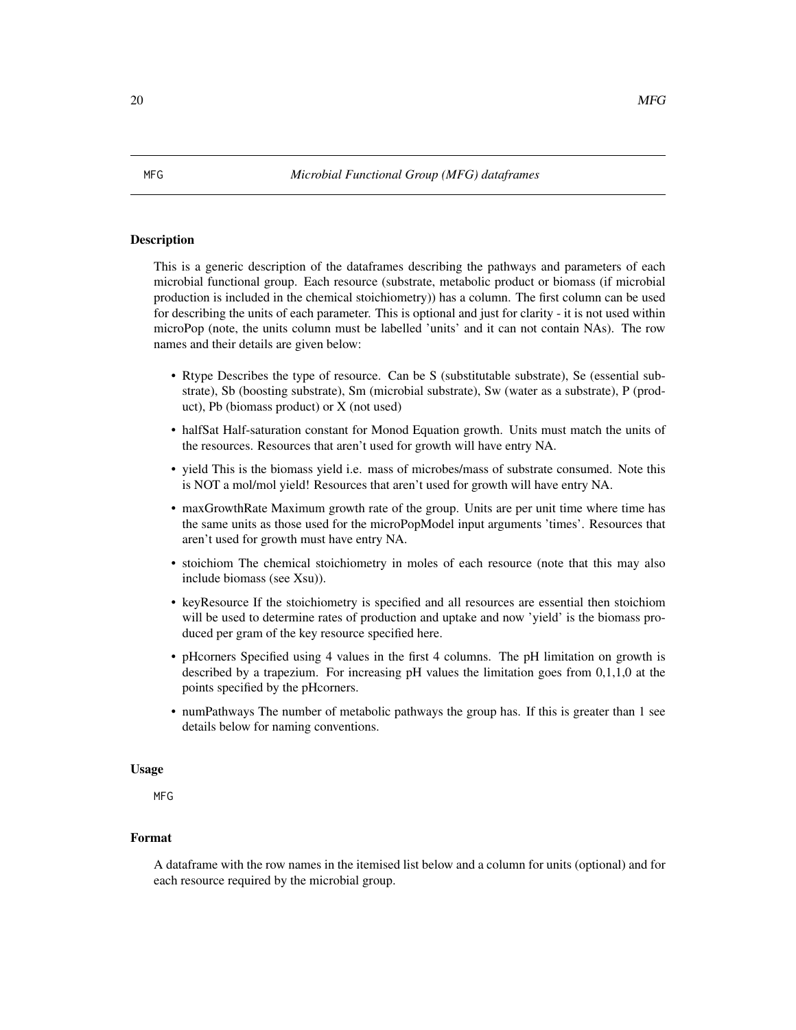MFG *Microbial Functional Group (MFG) dataframes*

## Description

This is a generic description of the dataframes describing the pathways and parameters of each microbial functional group. Each resource (substrate, metabolic product or biomass (if microbial production is included in the chemical stoichiometry)) has a column. The first column can be used for describing the units of each parameter. This is optional and just for clarity - it is not used within microPop (note, the units column must be labelled 'units' and it can not contain NAs). The row names and their details are given below:

- Rtype Describes the type of resource. Can be S (substitutable substrate), Se (essential substrate), Sb (boosting substrate), Sm (microbial substrate), Sw (water as a substrate), P (product), Pb (biomass product) or X (not used)
- halfSat Half-saturation constant for Monod Equation growth. Units must match the units of the resources. Resources that aren't used for growth will have entry NA.
- yield This is the biomass yield i.e. mass of microbes/mass of substrate consumed. Note this is NOT a mol/mol yield! Resources that aren't used for growth will have entry NA.
- maxGrowthRate Maximum growth rate of the group. Units are per unit time where time has the same units as those used for the microPopModel input arguments 'times'. Resources that aren't used for growth must have entry NA.
- stoichiom The chemical stoichiometry in moles of each resource (note that this may also include biomass (see Xsu)).
- keyResource If the stoichiometry is specified and all resources are essential then stoichiom will be used to determine rates of production and uptake and now 'yield' is the biomass produced per gram of the key resource specified here.
- pHcorners Specified using 4 values in the first 4 columns. The pH limitation on growth is described by a trapezium. For increasing pH values the limitation goes from 0,1,1,0 at the points specified by the pHcorners.
- numPathways The number of metabolic pathways the group has. If this is greater than 1 see details below for naming conventions.

## Usage

```
MFG
```

## Format

A dataframe with the row names in the itemised list below and a column for units (optional) and for each resource required by the microbial group.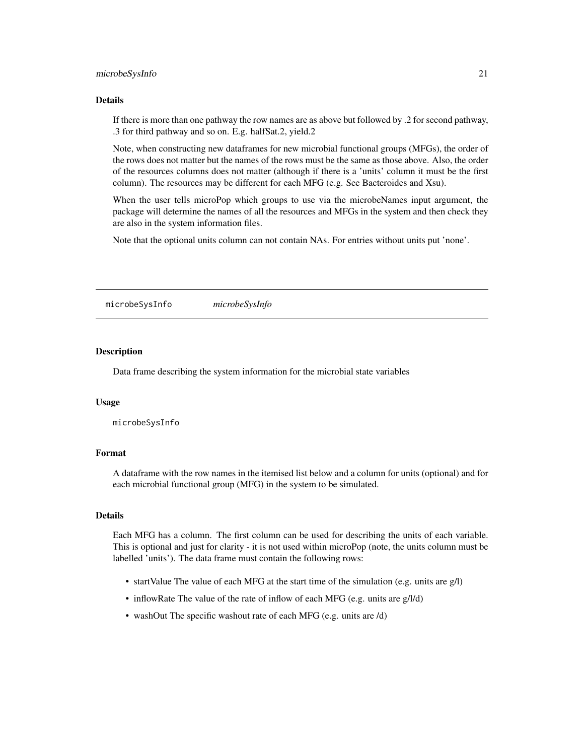### Details

If there is more than one pathway the row names are as above but followed by .2 for second pathway, .3 for third pathway and so on. E.g. halfSat.2, yield.2

Note, when constructing new dataframes for new microbial functional groups (MFGs), the order of the rows does not matter but the names of the rows must be the same as those above. Also, the order of the resources columns does not matter (although if there is a 'units' column it must be the first column). The resources may be different for each MFG (e.g. See Bacteroides and Xsu).

When the user tells microPop which groups to use via the microbeNames input argument, the package will determine the names of all the resources and MFGs in the system and then check they are also in the system information files.

Note that the optional units column can not contain NAs. For entries without units put 'none'.

---

## microbeSysInfo *microbeSysInfo*

---

### Description

Data frame describing the system information for the microbial state variables

### Usage

```
microbeSysInfo
```

### Format

A dataframe with the row names in the itemised list below and a column for units (optional) and for each microbial functional group (MFG) in the system to be simulated.

### Details

Each MFG has a column. The first column can be used for describing the units of each variable. This is optional and just for clarity - it is not used within microPop (note, the units column must be labelled 'units'). The data frame must contain the following rows:

- startValue The value of each MFG at the start time of the simulation (e.g. units are g/l)
- inflowRate The value of the rate of inflow of each MFG (e.g. units are g/l/d)
- washOut The specific washout rate of each MFG (e.g. units are /d)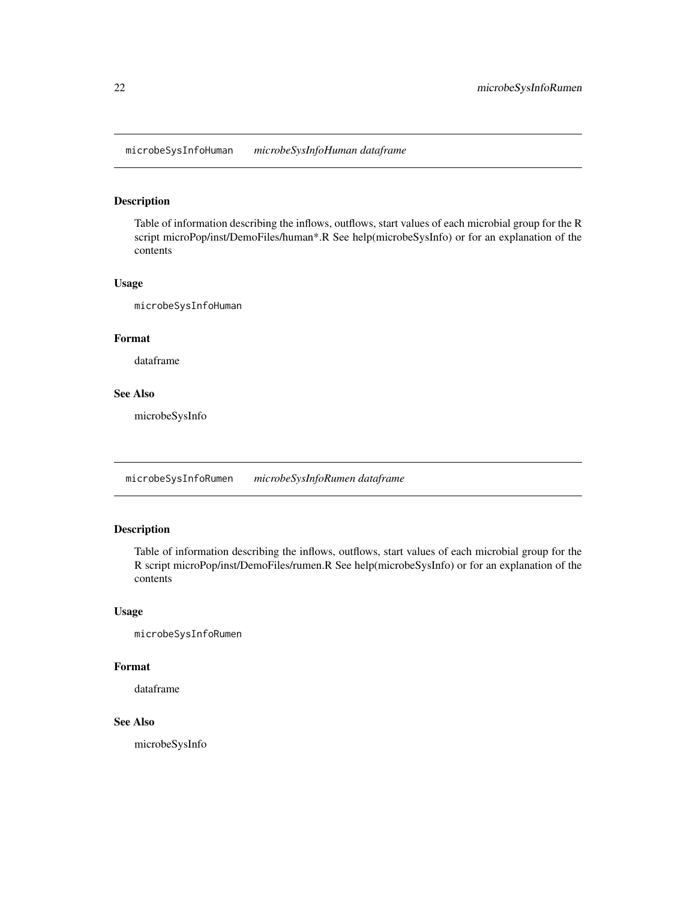## microbeSysInfoHuman *microbeSysInfoHuman dataframe*

### Description

Table of information describing the inflows, outflows, start values of each microbial group for the R script microPop/inst/DemoFiles/human*.R See help(microbeSysInfo) or for an explanation of the contents

### Usage

```
microbeSysInfoHuman
```

### Format

dataframe

### See Also

microbeSysInfo

## microbeSysInfoRumen *microbeSysInfoRumen dataframe*

### Description

Table of information describing the inflows, outflows, start values of each microbial group for the R script microPop/inst/DemoFiles/rumen.R See help(microbeSysInfo) or for an explanation of the contents

### Usage

```
microbeSysInfoRumen
```

### Format

dataframe

### See Also

microbeSysInfo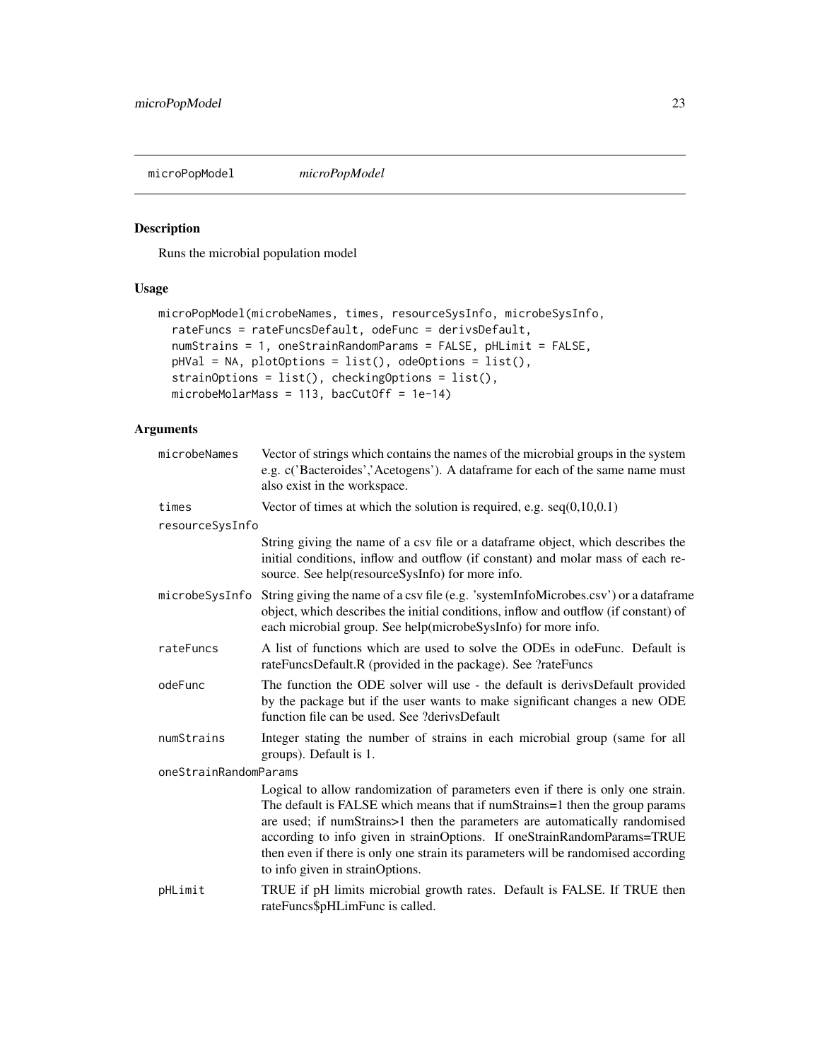## microPopModel    *microPopModel*

### Description

Runs the microbial population model

### Usage

```
microPopModel(microbeNames, times, resourceSysInfo, microbeSysInfo,
  rateFuncs = rateFuncsDefault, odeFunc = derivsDefault,
  numStrains = 1, oneStrainRandomParams = FALSE, pHLimit = FALSE,
  pHVal = NA, plotOptions = list(), odeOptions = list(),
  strainOptions = list(), checkingOptions = list(),
  microbeMolarMass = 113, bacCutOff = 1e-14)
```

### Arguments

| | |
|---|---|
| microbeNames | Vector of strings which contains the names of the microbial groups in the system e.g. c('Bacteroides','Acetogens'). A dataframe for each of the same name must also exist in the workspace. |
| times | Vector of times at which the solution is required, e.g. seq(0,10,0.1) |
| resourceSysInfo | String giving the name of a csv file or a dataframe object, which describes the initial conditions, inflow and outflow (if constant) and molar mass of each resource. See help(resourceSysInfo) for more info. |
| microbeSysInfo | String giving the name of a csv file (e.g. 'systemInfoMicrobes.csv') or a dataframe object, which describes the initial conditions, inflow and outflow (if constant) of each microbial group. See help(microbeSysInfo) for more info. |
| rateFuncs | A list of functions which are used to solve the ODEs in odeFunc. Default is rateFuncsDefault.R (provided in the package). See ?rateFuncs |
| odeFunc | The function the ODE solver will use - the default is derivsDefault provided by the package but if the user wants to make significant changes a new ODE function file can be used. See ?derivsDefault |
| numStrains | Integer stating the number of strains in each microbial group (same for all groups). Default is 1. |
| oneStrainRandomParams | Logical to allow randomization of parameters even if there is only one strain. The default is FALSE which means that if numStrains=1 then the group params are used; if numStrains>1 then the parameters are automatically randomised according to info given in strainOptions. If oneStrainRandomParams=TRUE then even if there is only one strain its parameters will be randomised according to info given in strainOptions. |
| pHLimit | TRUE if pH limits microbial growth rates. Default is FALSE. If TRUE then rateFuncs$pHLimFunc is called. |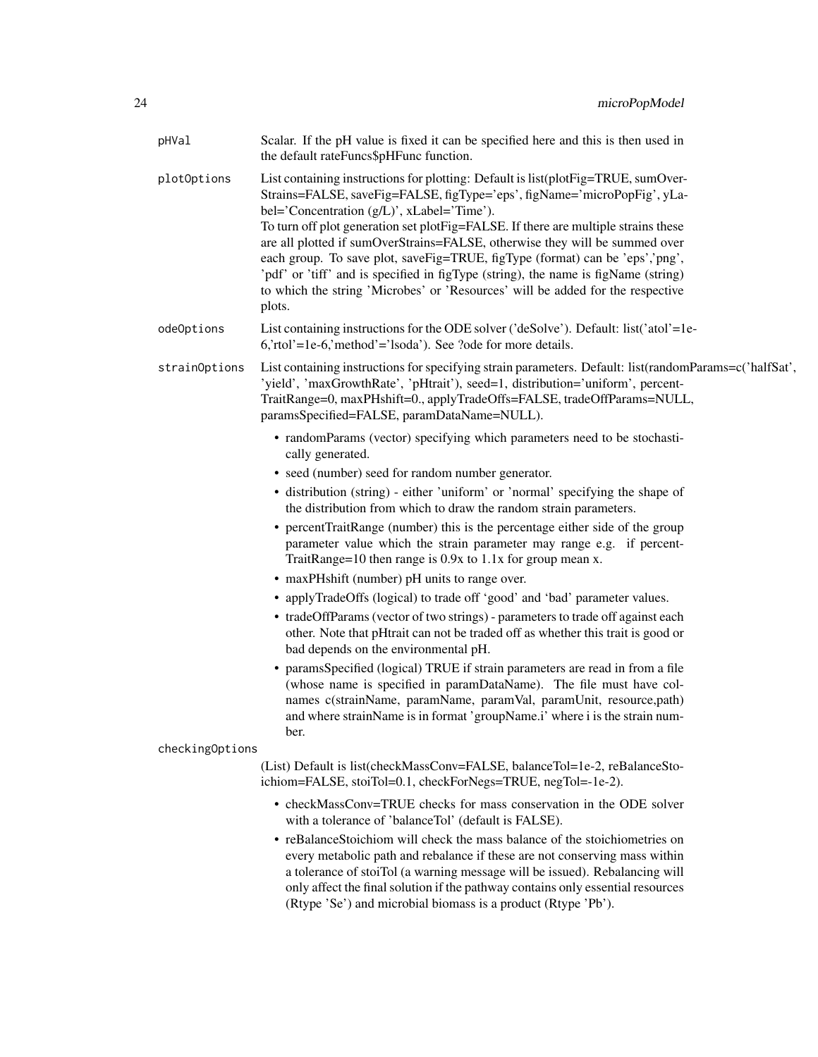pHVal
: Scalar. If the pH value is fixed it can be specified here and this is then used in the default rateFuncs$pHFunc function.

plotOptions
: List containing instructions for plotting: Default is list(plotFig=TRUE, sumOverStrains=FALSE, saveFig=FALSE, figType='eps', figName='microPopFig', yLabel='Concentration (g/L)', xLabel='Time').
To turn off plot generation set plotFig=FALSE. If there are multiple strains these are all plotted if sumOverStrains=FALSE, otherwise they will be summed over each group. To save plot, saveFig=TRUE, figType (format) can be 'eps','png', 'pdf' or 'tiff' and is specified in figType (string), the name is figName (string) to which the string 'Microbes' or 'Resources' will be added for the respective plots.

odeOptions
: List containing instructions for the ODE solver ('deSolve'). Default: list('atol'=1e-6,'rtol'=1e-6,'method'='lsoda'). See ?ode for more details.

strainOptions
: List containing instructions for specifying strain parameters. Default: list(randomParams=c('halfSat', 'yield', 'maxGrowthRate', 'pHtrait'), seed=1, distribution='uniform', percentTraitRange=0, maxPHshift=0., applyTradeOffs=FALSE, tradeOffParams=NULL, paramsSpecified=FALSE, paramDataName=NULL).

- randomParams (vector) specifying which parameters need to be stochastically generated.
- seed (number) seed for random number generator.
- distribution (string) - either 'uniform' or 'normal' specifying the shape of the distribution from which to draw the random strain parameters.
- percentTraitRange (number) this is the percentage either side of the group parameter value which the strain parameter may range e.g. if percentTraitRange=10 then range is 0.9x to 1.1x for group mean x.
- maxPHshift (number) pH units to range over.
- applyTradeOffs (logical) to trade off 'good' and 'bad' parameter values.
- tradeOffParams (vector of two strings) - parameters to trade off against each other. Note that pHtrait can not be traded off as whether this trait is good or bad depends on the environmental pH.
- paramsSpecified (logical) TRUE if strain parameters are read in from a file (whose name is specified in paramDataName). The file must have colnames c(strainName, paramName, paramVal, paramUnit, resource,path) and where strainName is in format 'groupName.i' where i is the strain number.

checkingOptions
: (List) Default is list(checkMassConv=FALSE, balanceTol=1e-2, reBalanceStoichiom=FALSE, stoiTol=0.1, checkForNegs=TRUE, negTol=-1e-2).

- checkMassConv=TRUE checks for mass conservation in the ODE solver with a tolerance of 'balanceTol' (default is FALSE).
- reBalanceStoichiom will check the mass balance of the stoichiometries on every metabolic path and rebalance if these are not conserving mass within a tolerance of stoiTol (a warning message will be issued). Rebalancing will only affect the final solution if the pathway contains only essential resources (Rtype 'Se') and microbial biomass is a product (Rtype 'Pb').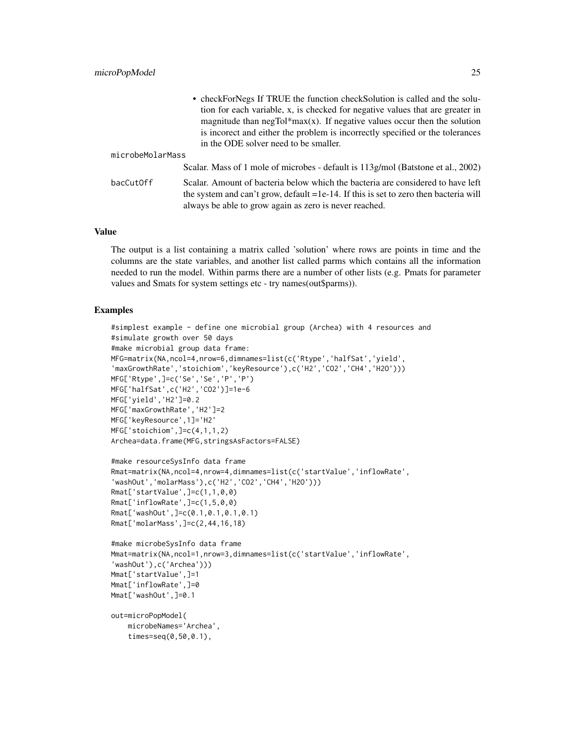- checkForNegs If TRUE the function checkSolution is called and the solution for each variable, x, is checked for negative values that are greater in magnitude than negTol*max(x). If negative values occur then the solution is incorect and either the problem is incorrectly specified or the tolerances in the ODE solver need to be smaller.

`microbeMolarMass`
: Scalar. Mass of 1 mole of microbes - default is 113g/mol (Batstone et al., 2002)

`bacCutOff`
: Scalar. Amount of bacteria below which the bacteria are considered to have left the system and can't grow, default =1e-14. If this is set to zero then bacteria will always be able to grow again as zero is never reached.

## Value

The output is a list containing a matrix called 'solution' where rows are points in time and the columns are the state variables, and another list called parms which contains all the information needed to run the model. Within parms there are a number of other lists (e.g. Pmats for parameter values and Smats for system settings etc - try names(out$parms)).

## Examples

```
#simplest example - define one microbial group (Archea) with 4 resources and
#simulate growth over 50 days
#make microbial group data frame:
MFG=matrix(NA,ncol=4,nrow=6,dimnames=list(c('Rtype','halfSat','yield',
'maxGrowthRate','stoichiom','keyResource'),c('H2','CO2','CH4','H2O')))
MFG['Rtype',]=c('Se','Se','P','P')
MFG['halfSat',c('H2','CO2')]=1e-6
MFG['yield','H2']=0.2
MFG['maxGrowthRate','H2']=2
MFG['keyResource',1]='H2'
MFG['stoichiom',]=c(4,1,1,2)
Archea=data.frame(MFG,stringsAsFactors=FALSE)

#make resourceSysInfo data frame
Rmat=matrix(NA,ncol=4,nrow=4,dimnames=list(c('startValue','inflowRate',
'washOut','molarMass'),c('H2','CO2','CH4','H2O')))
Rmat['startValue',]=c(1,1,0,0)
Rmat['inflowRate',]=c(1,5,0,0)
Rmat['washOut',]=c(0.1,0.1,0.1,0.1)
Rmat['molarMass',]=c(2,44,16,18)

#make microbeSysInfo data frame
Mmat=matrix(NA,ncol=1,nrow=3,dimnames=list(c('startValue','inflowRate',
'washOut'),c('Archea')))
Mmat['startValue',]=1
Mmat['inflowRate',]=0
Mmat['washOut',]=0.1

out=microPopModel(
    microbeNames='Archea',
    times=seq(0,50,0.1),
```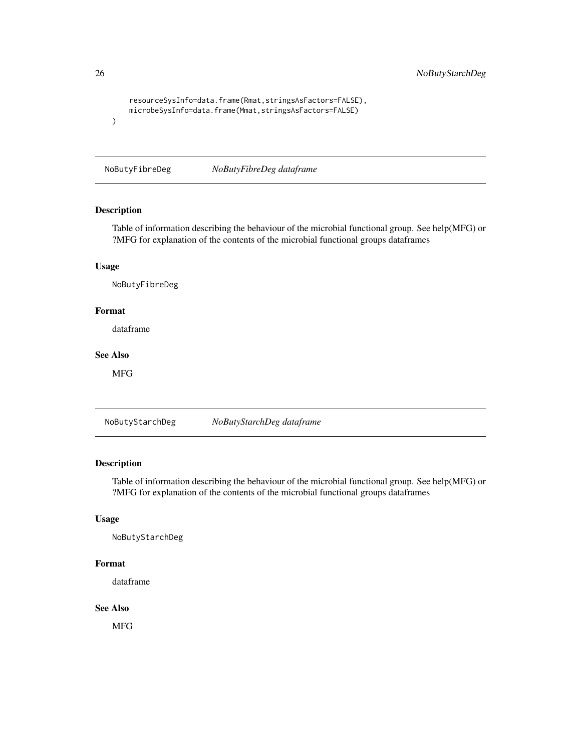```
    resourceSysInfo=data.frame(Rmat,stringsAsFactors=FALSE),
    microbeSysInfo=data.frame(Mmat,stringsAsFactors=FALSE)
)
```

## NoButyFibreDeg    *NoButyFibreDeg dataframe*

### Description

Table of information describing the behaviour of the microbial functional group. See help(MFG) or ?MFG for explanation of the contents of the microbial functional groups dataframes

### Usage

```
NoButyFibreDeg
```

### Format

dataframe

### See Also

MFG

## NoButyStarchDeg    *NoButyStarchDeg dataframe*

### Description

Table of information describing the behaviour of the microbial functional group. See help(MFG) or ?MFG for explanation of the contents of the microbial functional groups dataframes

### Usage

```
NoButyStarchDeg
```

### Format

dataframe

### See Also

MFG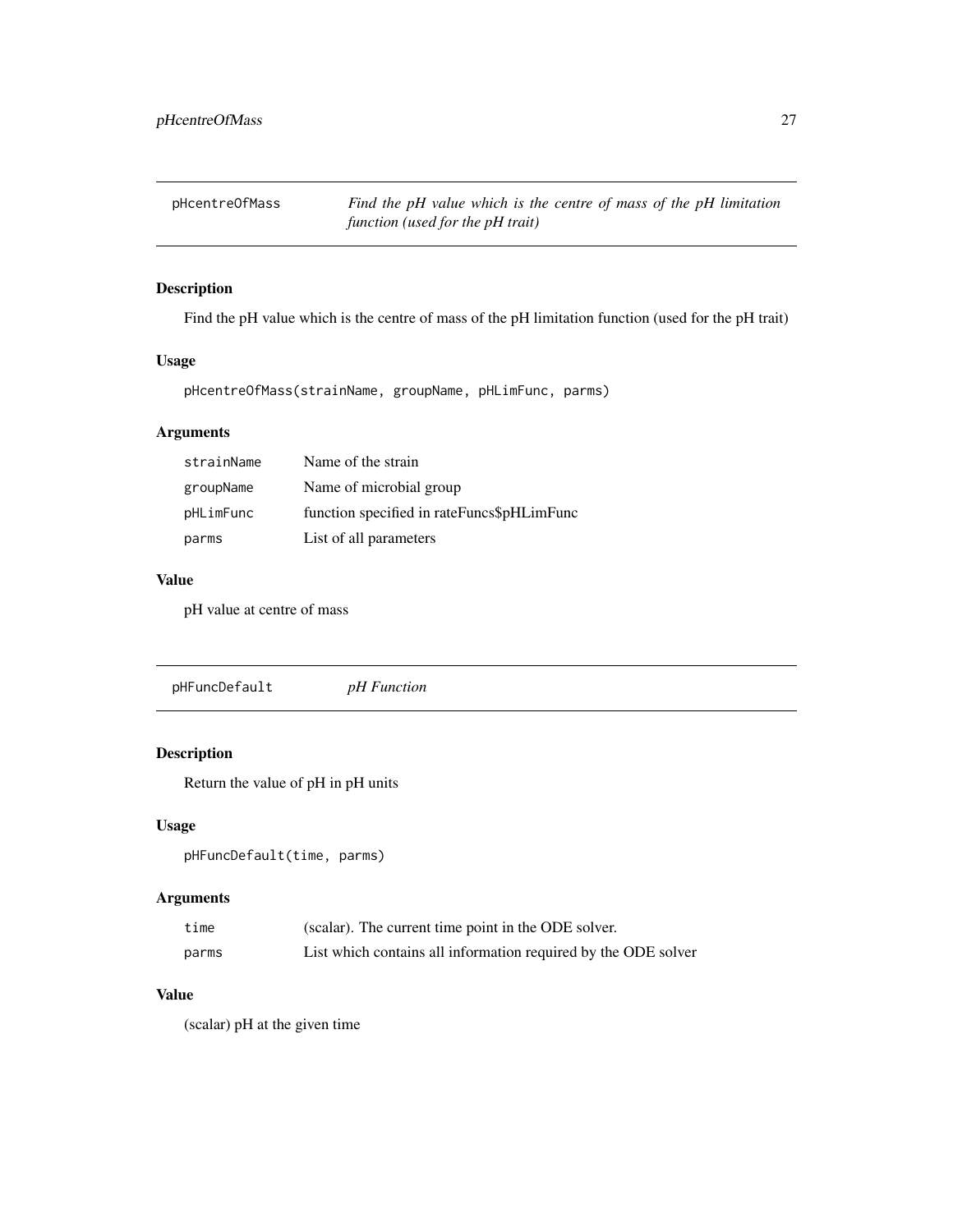## pHcentreOfMass — *Find the pH value which is the centre of mass of the pH limitation function (used for the pH trait)*

### Description

Find the pH value which is the centre of mass of the pH limitation function (used for the pH trait)

### Usage

```
pHcentreOfMass(strainName, groupName, pHLimFunc, parms)
```

### Arguments

| | |
|---|---|
| strainName | Name of the strain |
| groupName | Name of microbial group |
| pHLimFunc | function specified in rateFuncs$pHLimFunc |
| parms | List of all parameters |

### Value

pH value at centre of mass

## pHFuncDefault — *pH Function*

### Description

Return the value of pH in pH units

### Usage

```
pHFuncDefault(time, parms)
```

### Arguments

| | |
|---|---|
| time | (scalar). The current time point in the ODE solver. |
| parms | List which contains all information required by the ODE solver |

### Value

(scalar) pH at the given time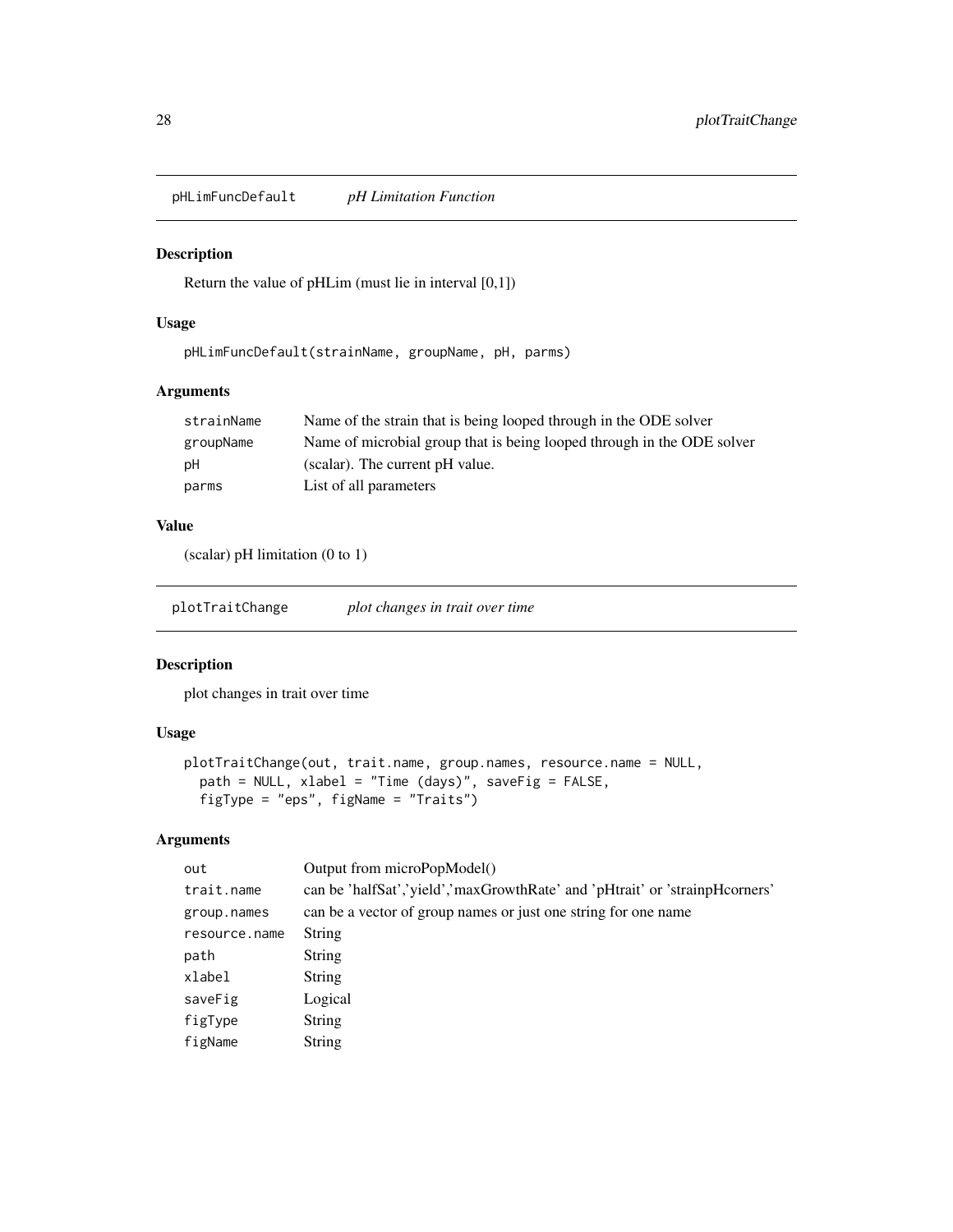## pHLimFuncDefault *pH Limitation Function*

### Description

Return the value of pHLim (must lie in interval [0,1])

### Usage

```
pHLimFuncDefault(strainName, groupName, pH, parms)
```

### Arguments

| | |
|---|---|
| strainName | Name of the strain that is being looped through in the ODE solver |
| groupName | Name of microbial group that is being looped through in the ODE solver |
| pH | (scalar). The current pH value. |
| parms | List of all parameters |

### Value

(scalar) pH limitation (0 to 1)

## plotTraitChange *plot changes in trait over time*

### Description

plot changes in trait over time

### Usage

```
plotTraitChange(out, trait.name, group.names, resource.name = NULL,
  path = NULL, xlabel = "Time (days)", saveFig = FALSE,
  figType = "eps", figName = "Traits")
```

### Arguments

| | |
|---|---|
| out | Output from microPopModel() |
| trait.name | can be 'halfSat','yield','maxGrowthRate' and 'pHtrait' or 'strainpHcorners' |
| group.names | can be a vector of group names or just one string for one name |
| resource.name | String |
| path | String |
| xlabel | String |
| saveFig | Logical |
| figType | String |
| figName | String |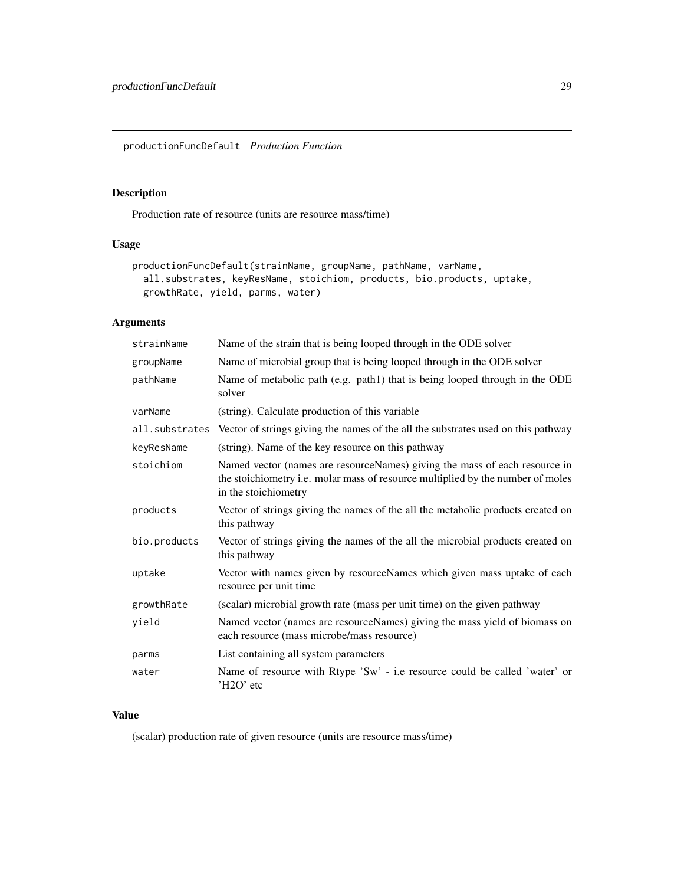# productionFuncDefault *Production Function*

## Description

Production rate of resource (units are resource mass/time)

## Usage

```
productionFuncDefault(strainName, groupName, pathName, varName,
  all.substrates, keyResName, stoichiom, products, bio.products, uptake,
  growthRate, yield, parms, water)
```

## Arguments

| | |
|---|---|
| strainName | Name of the strain that is being looped through in the ODE solver |
| groupName | Name of microbial group that is being looped through in the ODE solver |
| pathName | Name of metabolic path (e.g. path1) that is being looped through in the ODE solver |
| varName | (string). Calculate production of this variable |
| all.substrates | Vector of strings giving the names of the all the substrates used on this pathway |
| keyResName | (string). Name of the key resource on this pathway |
| stoichiom | Named vector (names are resourceNames) giving the mass of each resource in the stoichiometry i.e. molar mass of resource multiplied by the number of moles in the stoichiometry |
| products | Vector of strings giving the names of the all the metabolic products created on this pathway |
| bio.products | Vector of strings giving the names of the all the microbial products created on this pathway |
| uptake | Vector with names given by resourceNames which given mass uptake of each resource per unit time |
| growthRate | (scalar) microbial growth rate (mass per unit time) on the given pathway |
| yield | Named vector (names are resourceNames) giving the mass yield of biomass on each resource (mass microbe/mass resource) |
| parms | List containing all system parameters |
| water | Name of resource with Rtype 'Sw' - i.e resource could be called 'water' or 'H2O' etc |

## Value

(scalar) production rate of given resource (units are resource mass/time)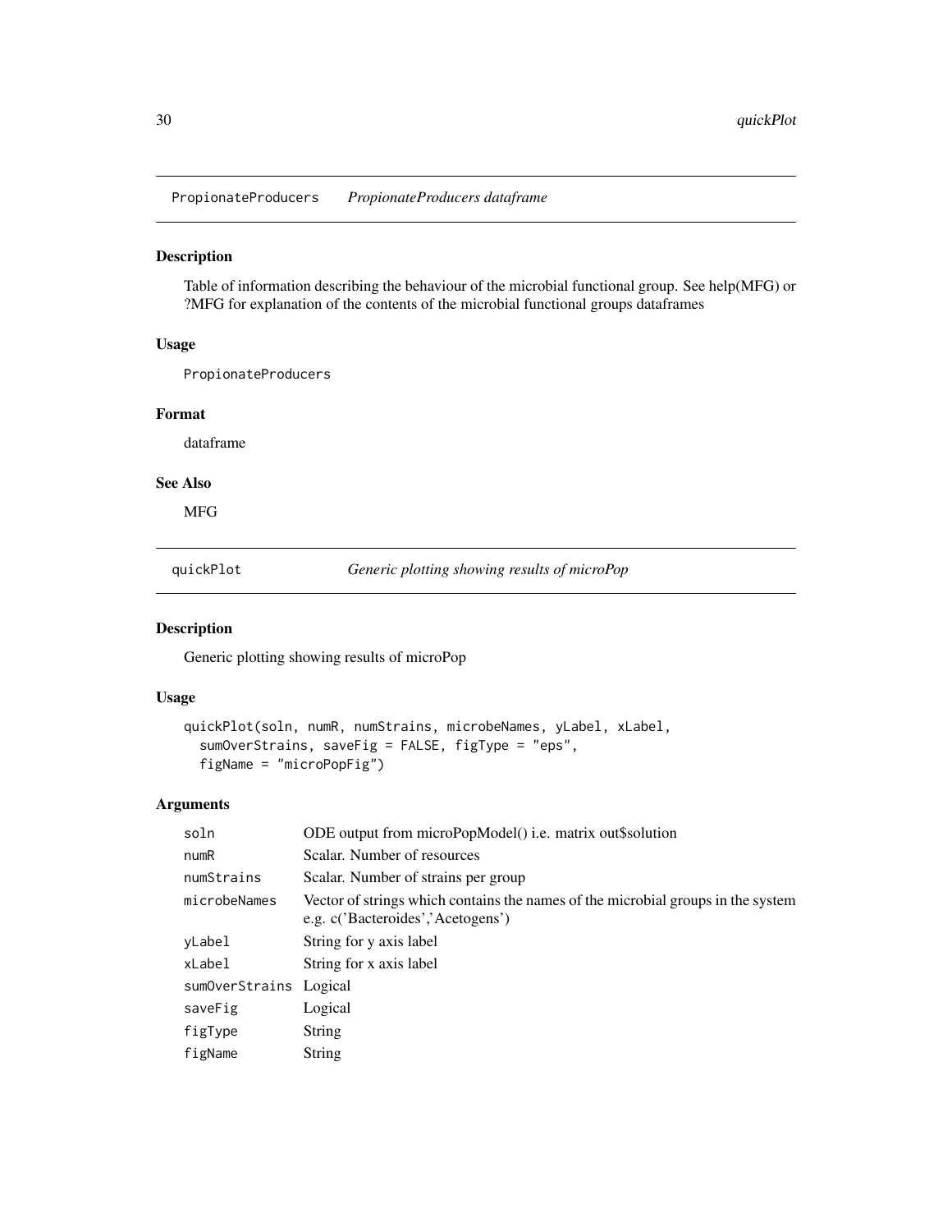## PropionateProducers *PropionateProducers dataframe*

### Description

Table of information describing the behaviour of the microbial functional group. See help(MFG) or ?MFG for explanation of the contents of the microbial functional groups dataframes

### Usage

```
PropionateProducers
```

### Format

dataframe

### See Also

MFG

## quickPlot *Generic plotting showing results of microPop*

### Description

Generic plotting showing results of microPop

### Usage

```
quickPlot(soln, numR, numStrains, microbeNames, yLabel, xLabel,
  sumOverStrains, saveFig = FALSE, figType = "eps",
  figName = "microPopFig")
```

### Arguments

| | |
|---|---|
| soln | ODE output from microPopModel() i.e. matrix out$solution |
| numR | Scalar. Number of resources |
| numStrains | Scalar. Number of strains per group |
| microbeNames | Vector of strings which contains the names of the microbial groups in the system e.g. c('Bacteroides','Acetogens') |
| yLabel | String for y axis label |
| xLabel | String for x axis label |
| sumOverStrains | Logical |
| saveFig | Logical |
| figType | String |
| figName | String |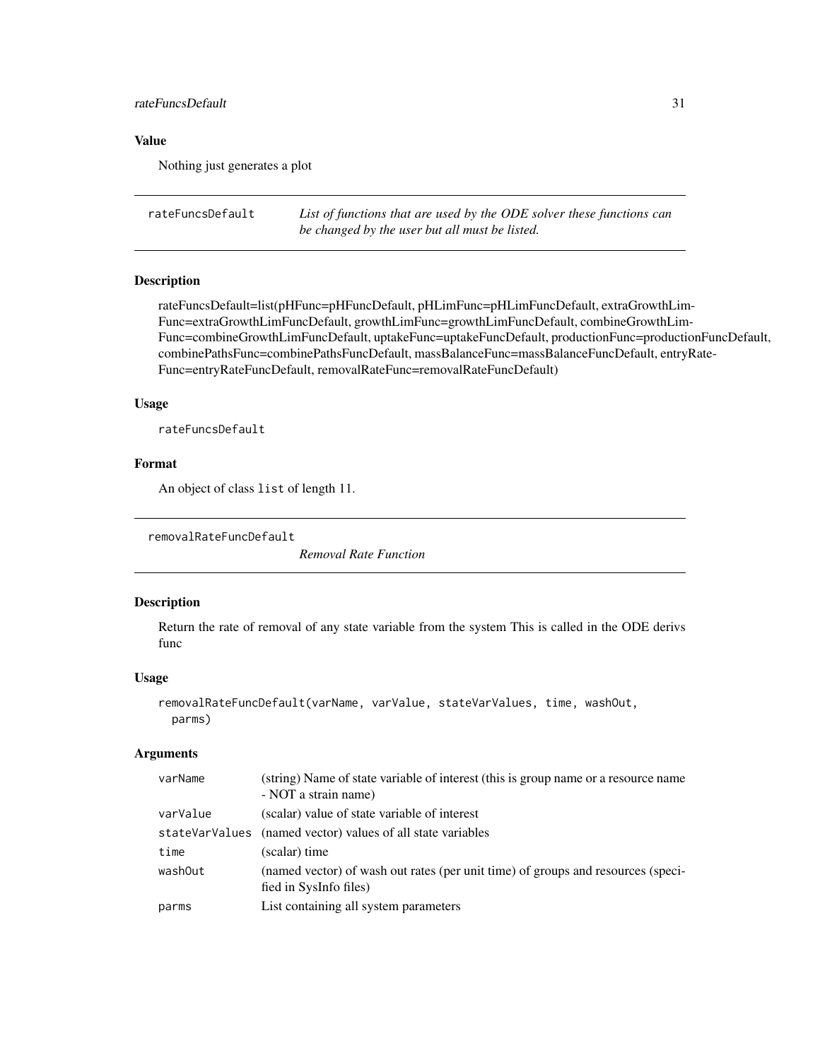## Value

Nothing just generates a plot

---

## rateFuncsDefault

*List of functions that are used by the ODE solver these functions can be changed by the user but all must be listed.*

### Description

rateFuncsDefault=list(pHFunc=pHFuncDefault, pHLimFunc=pHLimFuncDefault, extraGrowthLimFunc=extraGrowthLimFuncDefault, growthLimFunc=growthLimFuncDefault, combineGrowthLimFunc=combineGrowthLimFuncDefault, uptakeFunc=uptakeFuncDefault, productionFunc=productionFuncDefault, combinePathsFunc=combinePathsFuncDefault, massBalanceFunc=massBalanceFuncDefault, entryRateFunc=entryRateFuncDefault, removalRateFunc=removalRateFuncDefault)

### Usage

```
rateFuncsDefault
```

### Format

An object of class `list` of length 11.

---

## removalRateFuncDefault

*Removal Rate Function*

### Description

Return the rate of removal of any state variable from the system This is called in the ODE derivs func

### Usage

```
removalRateFuncDefault(varName, varValue, stateVarValues, time, washOut,
  parms)
```

### Arguments

| | |
|---|---|
| varName | (string) Name of state variable of interest (this is group name or a resource name - NOT a strain name) |
| varValue | (scalar) value of state variable of interest |
| stateVarValues | (named vector) values of all state variables |
| time | (scalar) time |
| washOut | (named vector) of wash out rates (per unit time) of groups and resources (specified in SysInfo files) |
| parms | List containing all system parameters |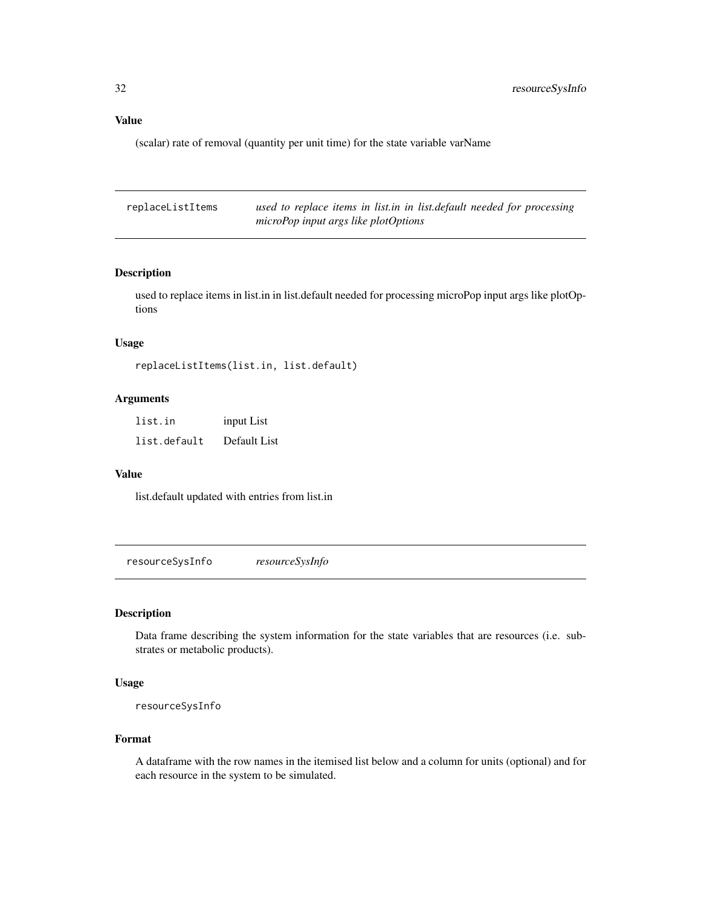### Value

(scalar) rate of removal (quantity per unit time) for the state variable varName

## replaceListItems — *used to replace items in list.in in list.default needed for processing microPop input args like plotOptions*

### Description

used to replace items in list.in in list.default needed for processing microPop input args like plotOptions

### Usage

```
replaceListItems(list.in, list.default)
```

### Arguments

| | |
|---|---|
| `list.in` | input List |
| `list.default` | Default List |

### Value

list.default updated with entries from list.in

## resourceSysInfo — *resourceSysInfo*

### Description

Data frame describing the system information for the state variables that are resources (i.e. substrates or metabolic products).

### Usage

```
resourceSysInfo
```

### Format

A dataframe with the row names in the itemised list below and a column for units (optional) and for each resource in the system to be simulated.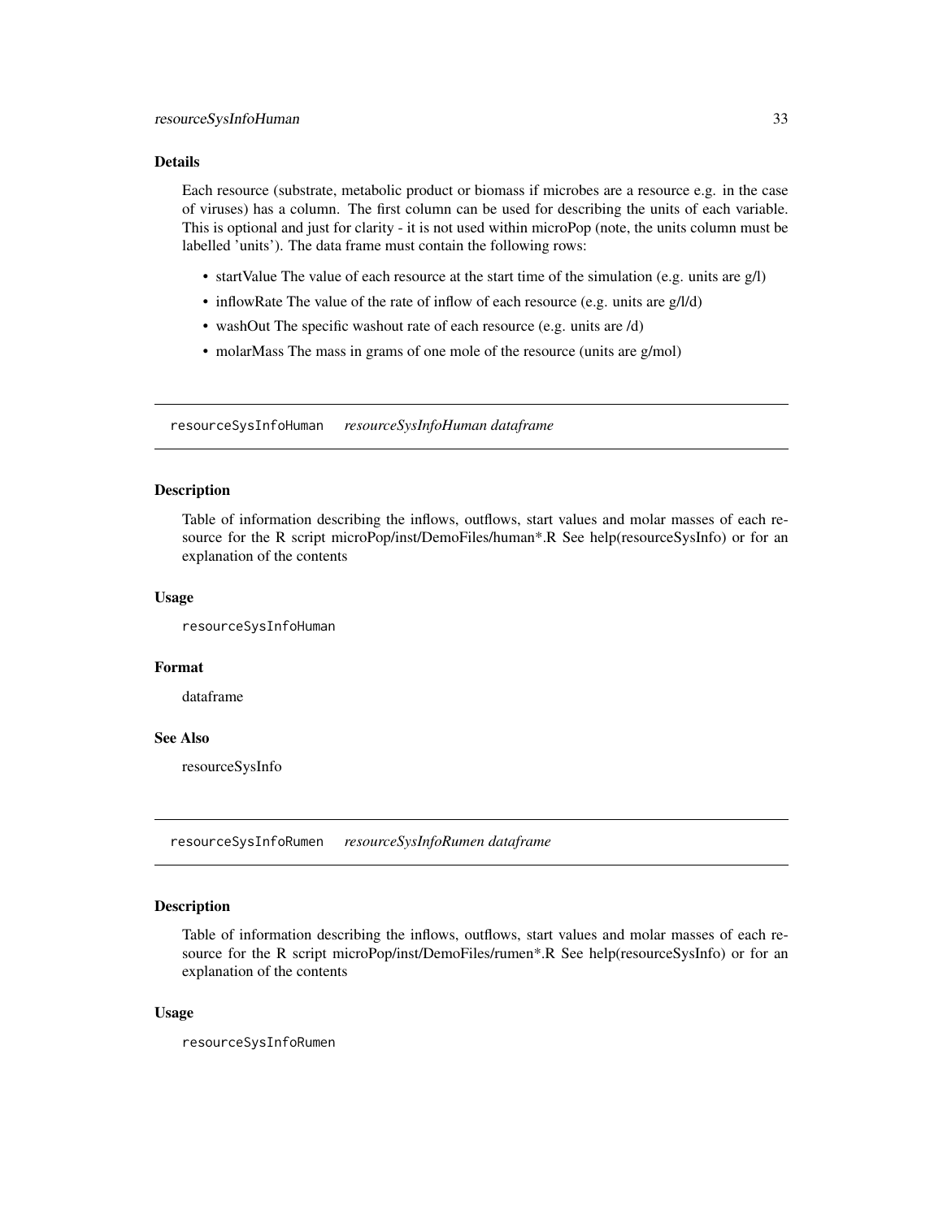### Details

Each resource (substrate, metabolic product or biomass if microbes are a resource e.g. in the case of viruses) has a column. The first column can be used for describing the units of each variable. This is optional and just for clarity - it is not used within microPop (note, the units column must be labelled 'units'). The data frame must contain the following rows:

- startValue The value of each resource at the start time of the simulation (e.g. units are g/l)
- inflowRate The value of the rate of inflow of each resource (e.g. units are g/l/d)
- washOut The specific washout rate of each resource (e.g. units are /d)
- molarMass The mass in grams of one mole of the resource (units are g/mol)

---

## resourceSysInfoHuman *resourceSysInfoHuman dataframe*

### Description

Table of information describing the inflows, outflows, start values and molar masses of each resource for the R script microPop/inst/DemoFiles/human*.R See help(resourceSysInfo) or for an explanation of the contents

### Usage

```
resourceSysInfoHuman
```

### Format

dataframe

### See Also

resourceSysInfo

---

## resourceSysInfoRumen *resourceSysInfoRumen dataframe*

### Description

Table of information describing the inflows, outflows, start values and molar masses of each resource for the R script microPop/inst/DemoFiles/rumen*.R See help(resourceSysInfo) or for an explanation of the contents

### Usage

```
resourceSysInfoRumen
```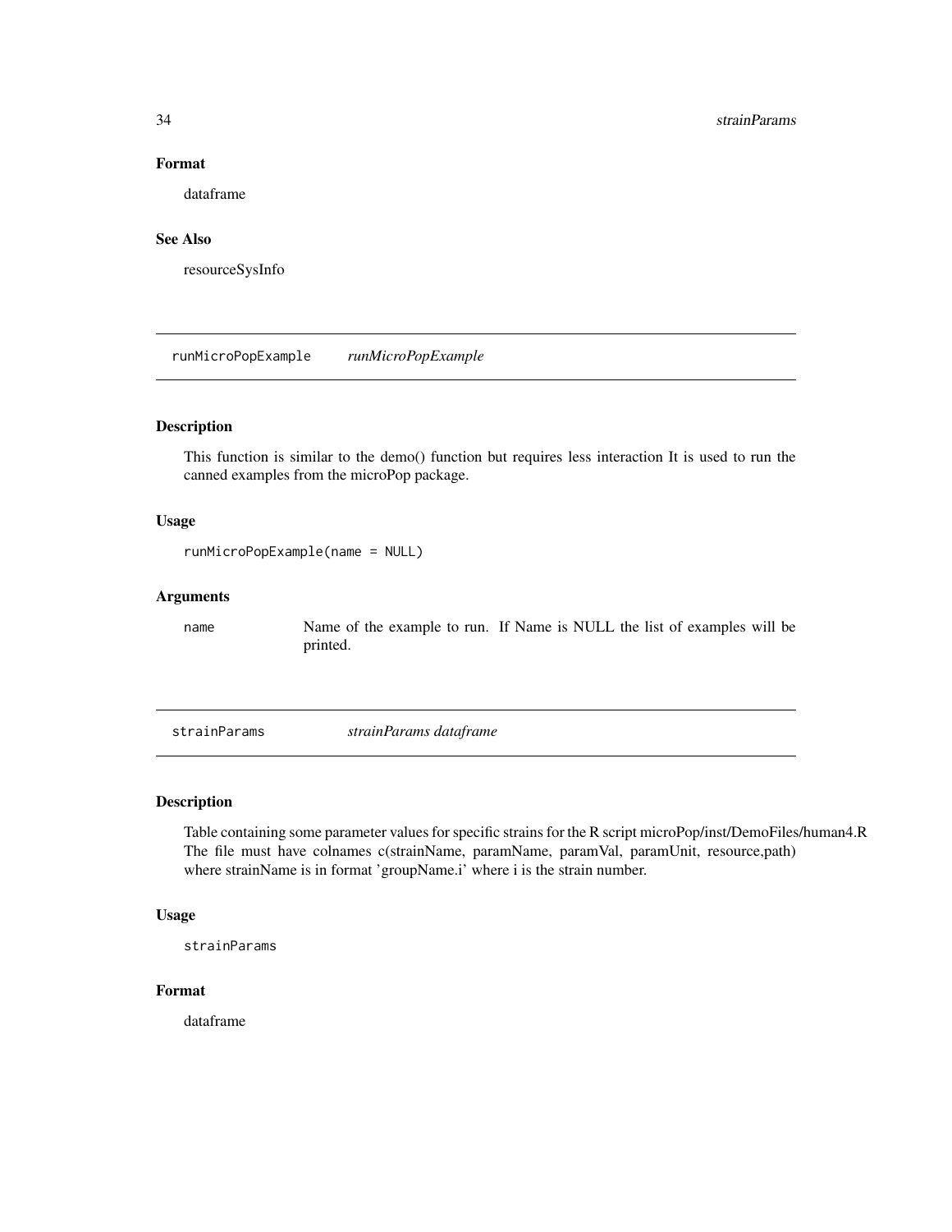### Format

dataframe

### See Also

resourceSysInfo

---

## runMicroPopExample *runMicroPopExample*

### Description

This function is similar to the demo() function but requires less interaction It is used to run the canned examples from the microPop package.

### Usage

```
runMicroPopExample(name = NULL)
```

### Arguments

| | |
|---|---|
| name | Name of the example to run. If Name is NULL the list of examples will be printed. |

---

## strainParams *strainParams dataframe*

### Description

Table containing some parameter values for specific strains for the R script microPop/inst/DemoFiles/human4.R The file must have colnames c(strainName, paramName, paramVal, paramUnit, resource,path) where strainName is in format 'groupName.i' where i is the strain number.

### Usage

```
strainParams
```

### Format

dataframe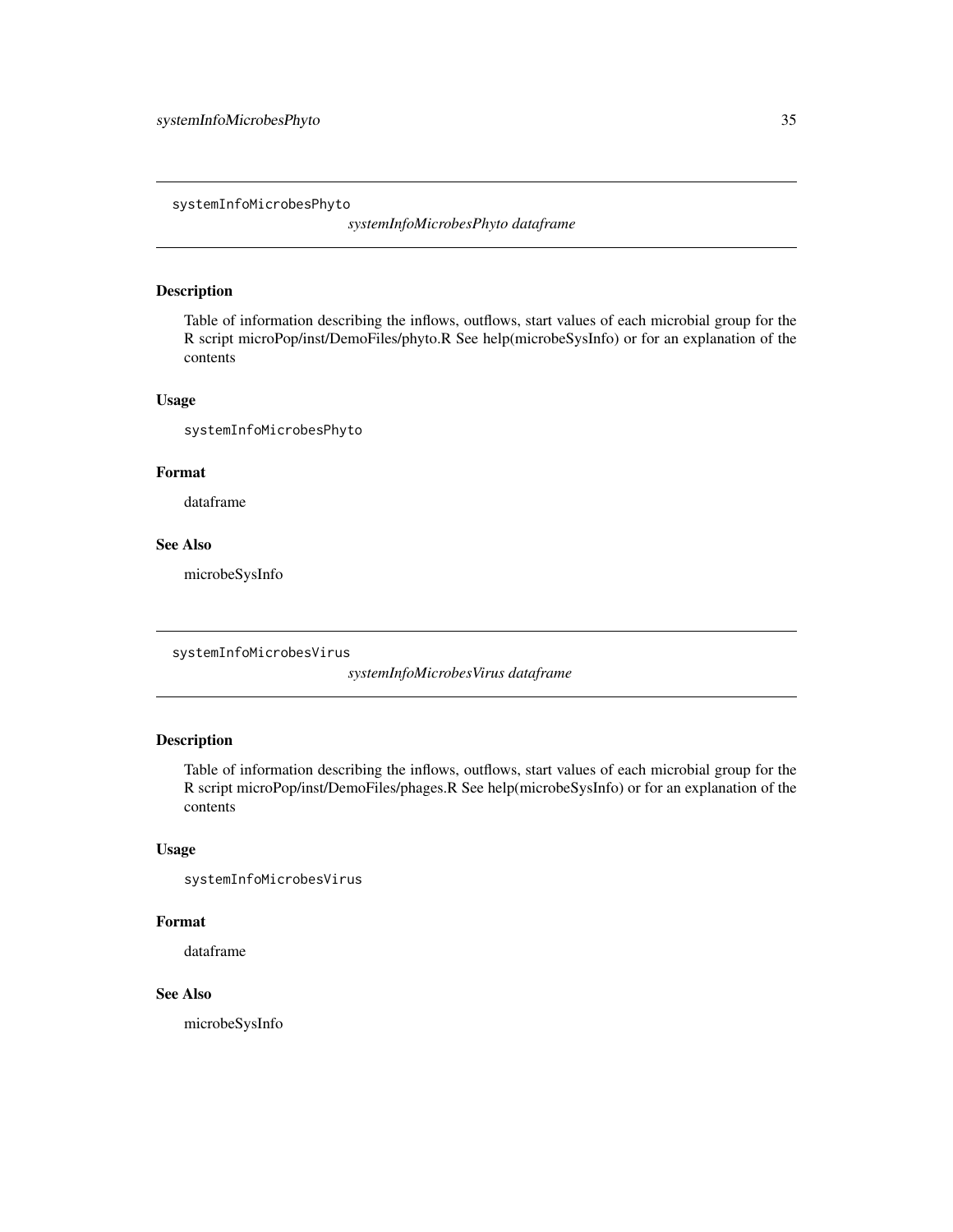## systemInfoMicrobesPhyto

*systemInfoMicrobesPhyto dataframe*

### Description

Table of information describing the inflows, outflows, start values of each microbial group for the R script microPop/inst/DemoFiles/phyto.R See help(microbeSysInfo) or for an explanation of the contents

### Usage

```
systemInfoMicrobesPhyto
```

### Format

dataframe

### See Also

microbeSysInfo

## systemInfoMicrobesVirus

*systemInfoMicrobesVirus dataframe*

### Description

Table of information describing the inflows, outflows, start values of each microbial group for the R script microPop/inst/DemoFiles/phages.R See help(microbeSysInfo) or for an explanation of the contents

### Usage

```
systemInfoMicrobesVirus
```

### Format

dataframe

### See Also

microbeSysInfo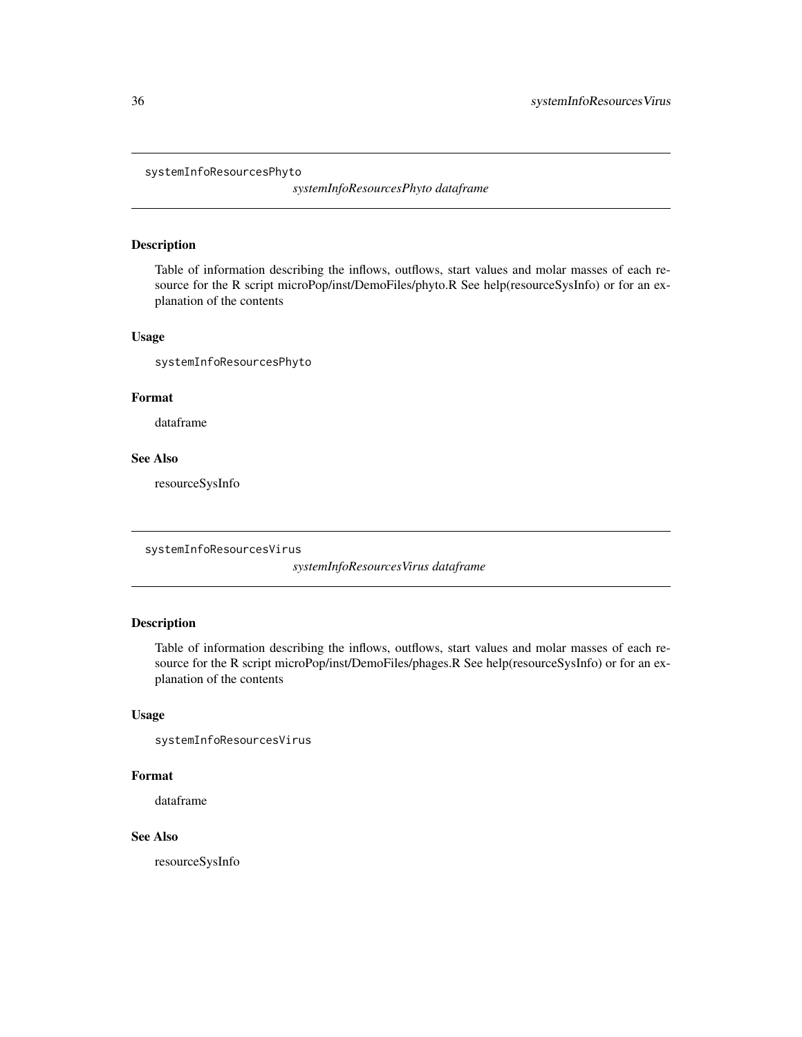## systemInfoResourcesPhyto

*systemInfoResourcesPhyto dataframe*

### Description

Table of information describing the inflows, outflows, start values and molar masses of each resource for the R script microPop/inst/DemoFiles/phyto.R See help(resourceSysInfo) or for an explanation of the contents

### Usage

```
systemInfoResourcesPhyto
```

### Format

dataframe

### See Also

resourceSysInfo

## systemInfoResourcesVirus

*systemInfoResourcesVirus dataframe*

### Description

Table of information describing the inflows, outflows, start values and molar masses of each resource for the R script microPop/inst/DemoFiles/phages.R See help(resourceSysInfo) or for an explanation of the contents

### Usage

```
systemInfoResourcesVirus
```

### Format

dataframe

### See Also

resourceSysInfo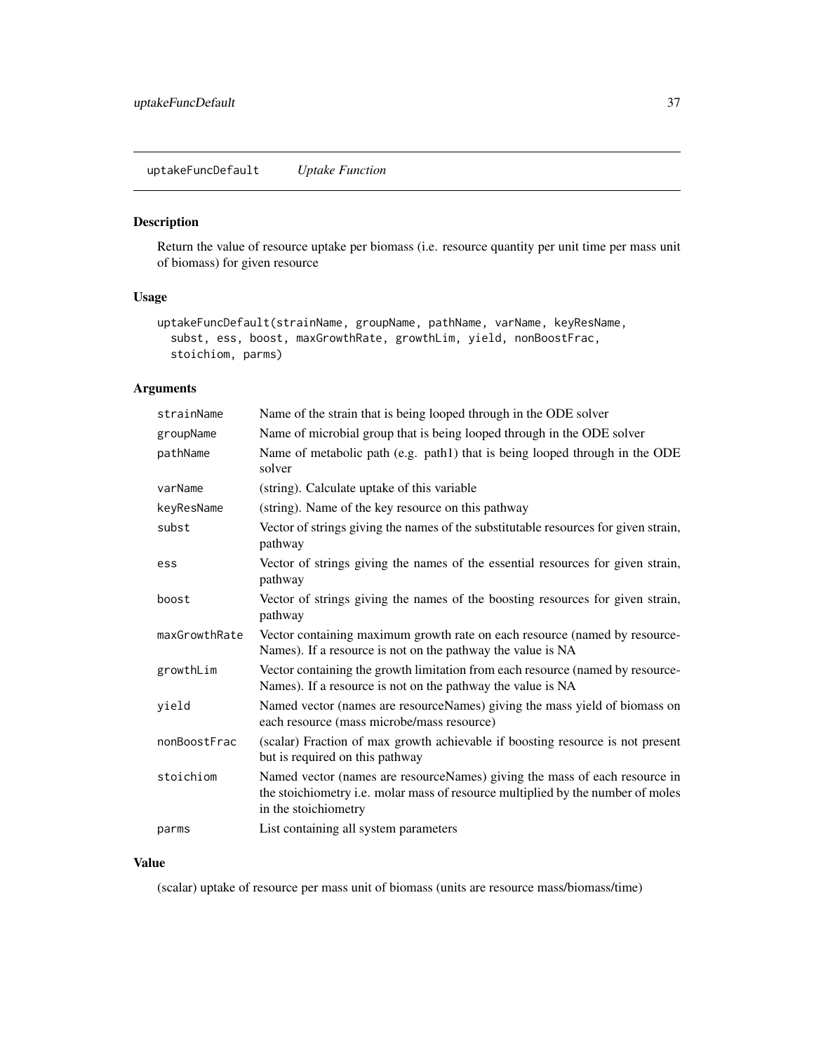## uptakeFuncDefault *Uptake Function*

### Description

Return the value of resource uptake per biomass (i.e. resource quantity per unit time per mass unit of biomass) for given resource

### Usage

```
uptakeFuncDefault(strainName, groupName, pathName, varName, keyResName,
  subst, ess, boost, maxGrowthRate, growthLim, yield, nonBoostFrac,
  stoichiom, parms)
```

### Arguments

| | |
|---|---|
| strainName | Name of the strain that is being looped through in the ODE solver |
| groupName | Name of microbial group that is being looped through in the ODE solver |
| pathName | Name of metabolic path (e.g. path1) that is being looped through in the ODE solver |
| varName | (string). Calculate uptake of this variable |
| keyResName | (string). Name of the key resource on this pathway |
| subst | Vector of strings giving the names of the substitutable resources for given strain, pathway |
| ess | Vector of strings giving the names of the essential resources for given strain, pathway |
| boost | Vector of strings giving the names of the boosting resources for given strain, pathway |
| maxGrowthRate | Vector containing maximum growth rate on each resource (named by resourceNames). If a resource is not on the pathway the value is NA |
| growthLim | Vector containing the growth limitation from each resource (named by resourceNames). If a resource is not on the pathway the value is NA |
| yield | Named vector (names are resourceNames) giving the mass yield of biomass on each resource (mass microbe/mass resource) |
| nonBoostFrac | (scalar) Fraction of max growth achievable if boosting resource is not present but is required on this pathway |
| stoichiom | Named vector (names are resourceNames) giving the mass of each resource in the stoichiometry i.e. molar mass of resource multiplied by the number of moles in the stoichiometry |
| parms | List containing all system parameters |

### Value

(scalar) uptake of resource per mass unit of biomass (units are resource mass/biomass/time)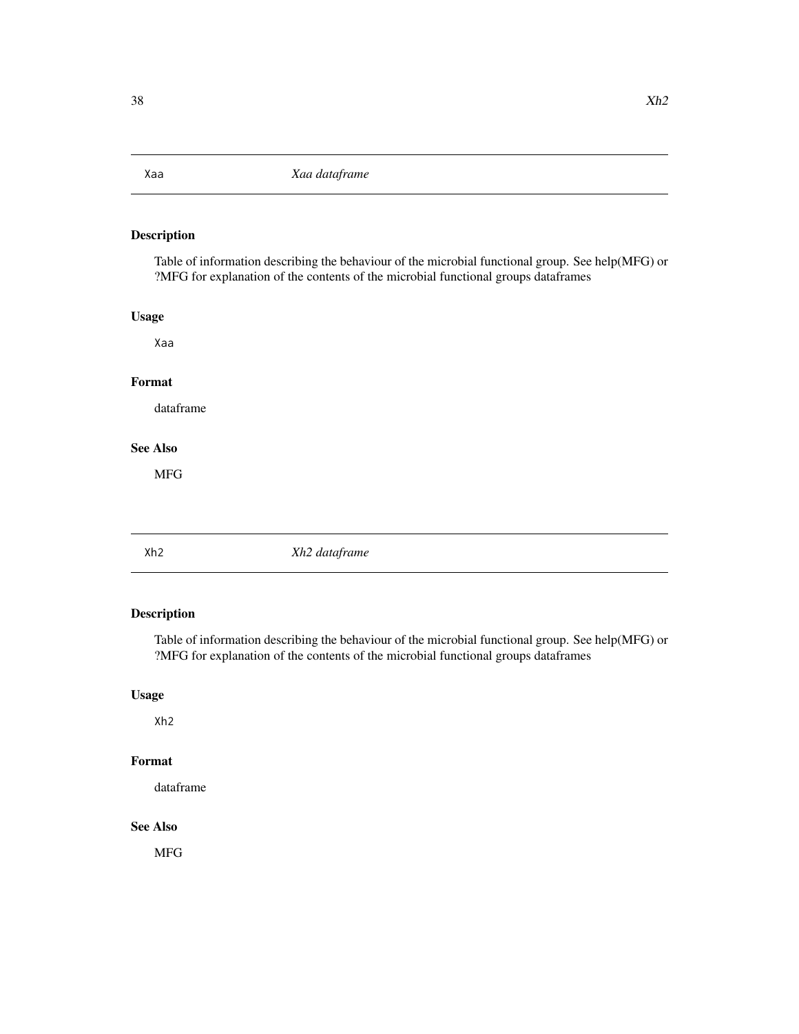## Xaa — *Xaa dataframe*

### Description

Table of information describing the behaviour of the microbial functional group. See help(MFG) or ?MFG for explanation of the contents of the microbial functional groups dataframes

### Usage

```
Xaa
```

### Format

dataframe

### See Also

MFG

## Xh2 — *Xh2 dataframe*

### Description

Table of information describing the behaviour of the microbial functional group. See help(MFG) or ?MFG for explanation of the contents of the microbial functional groups dataframes

### Usage

```
Xh2
```

### Format

dataframe

### See Also

MFG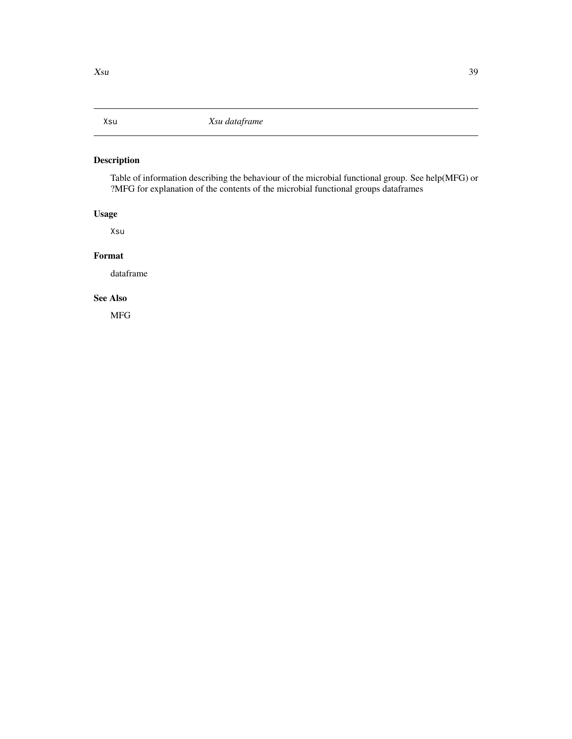Xsu *Xsu dataframe*

## Description

Table of information describing the behaviour of the microbial functional group. See help(MFG) or ?MFG for explanation of the contents of the microbial functional groups dataframes

## Usage

```
Xsu
```

## Format

dataframe

## See Also

MFG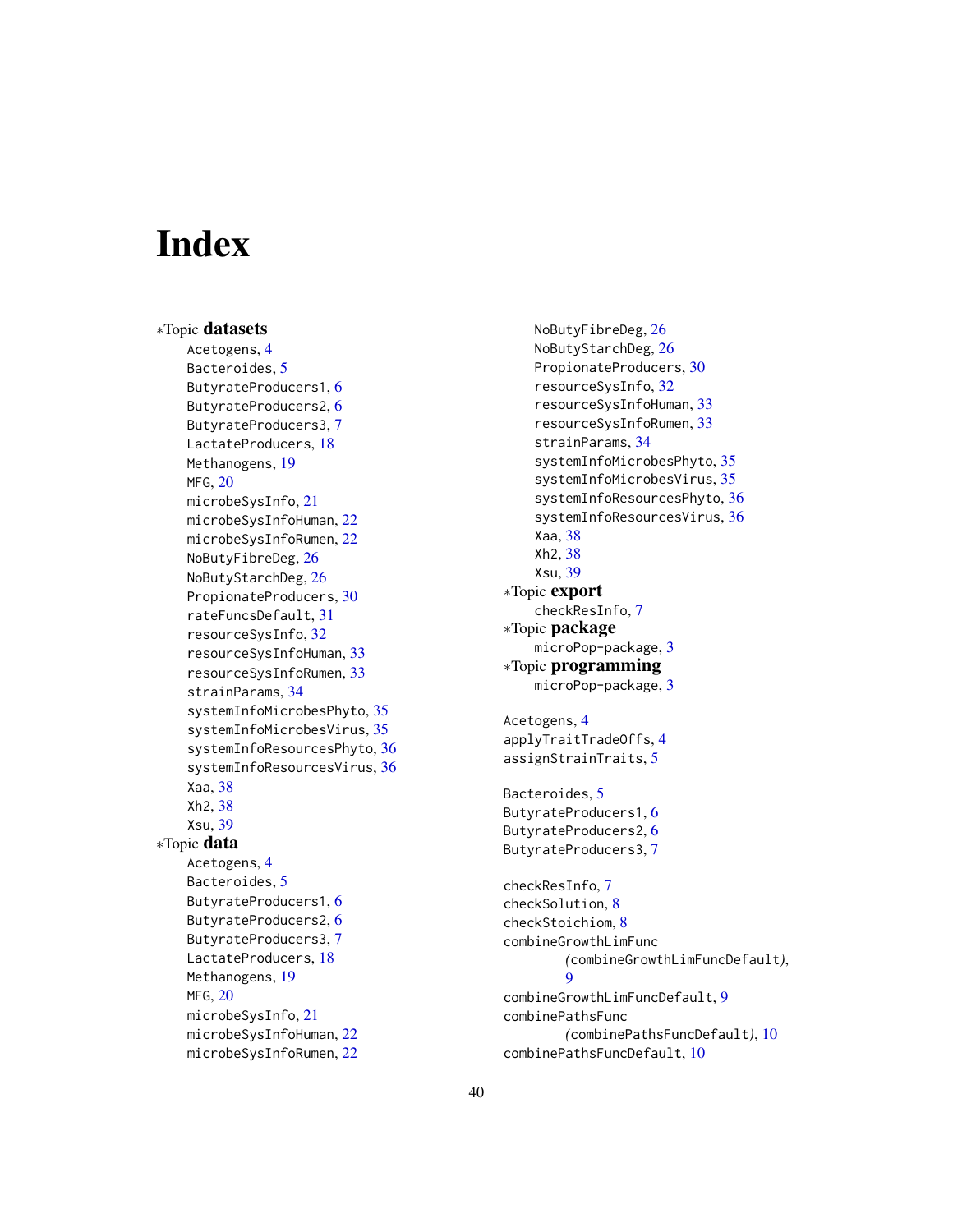# Index

*Topic **datasets**
- Acetogens, 4
- Bacteroides, 5
- ButyrateProducers1, 6
- ButyrateProducers2, 6
- ButyrateProducers3, 7
- LactateProducers, 18
- Methanogens, 19
- MFG, 20
- microbeSysInfo, 21
- microbeSysInfoHuman, 22
- microbeSysInfoRumen, 22
- NoButyFibreDeg, 26
- NoButyStarchDeg, 26
- PropionateProducers, 30
- rateFuncsDefault, 31
- resourceSysInfo, 32
- resourceSysInfoHuman, 33
- resourceSysInfoRumen, 33
- strainParams, 34
- systemInfoMicrobesPhyto, 35
- systemInfoMicrobesVirus, 35
- systemInfoResourcesPhyto, 36
- systemInfoResourcesVirus, 36
- Xaa, 38
- Xh2, 38
- Xsu, 39

*Topic **data**
- Acetogens, 4
- Bacteroides, 5
- ButyrateProducers1, 6
- ButyrateProducers2, 6
- ButyrateProducers3, 7
- LactateProducers, 18
- Methanogens, 19
- MFG, 20
- microbeSysInfo, 21
- microbeSysInfoHuman, 22
- microbeSysInfoRumen, 22
- NoButyFibreDeg, 26
- NoButyStarchDeg, 26
- PropionateProducers, 30
- resourceSysInfo, 32
- resourceSysInfoHuman, 33
- resourceSysInfoRumen, 33
- strainParams, 34
- systemInfoMicrobesPhyto, 35
- systemInfoMicrobesVirus, 35
- systemInfoResourcesPhyto, 36
- systemInfoResourcesVirus, 36
- Xaa, 38
- Xh2, 38
- Xsu, 39

*Topic **export**
- checkResInfo, 7

*Topic **package**
- microPop-package, 3

*Topic **programming**
- microPop-package, 3

Acetogens, 4
applyTraitTradeOffs, 4
assignStrainTraits, 5

Bacteroides, 5
ButyrateProducers1, 6
ButyrateProducers2, 6
ButyrateProducers3, 7

checkResInfo, 7
checkSolution, 8
checkStoichiom, 8
combineGrowthLimFunc
    *(*combineGrowthLimFuncDefault*)*, 9
combineGrowthLimFuncDefault, 9
combinePathsFunc
    *(*combinePathsFuncDefault*)*, 10
combinePathsFuncDefault, 10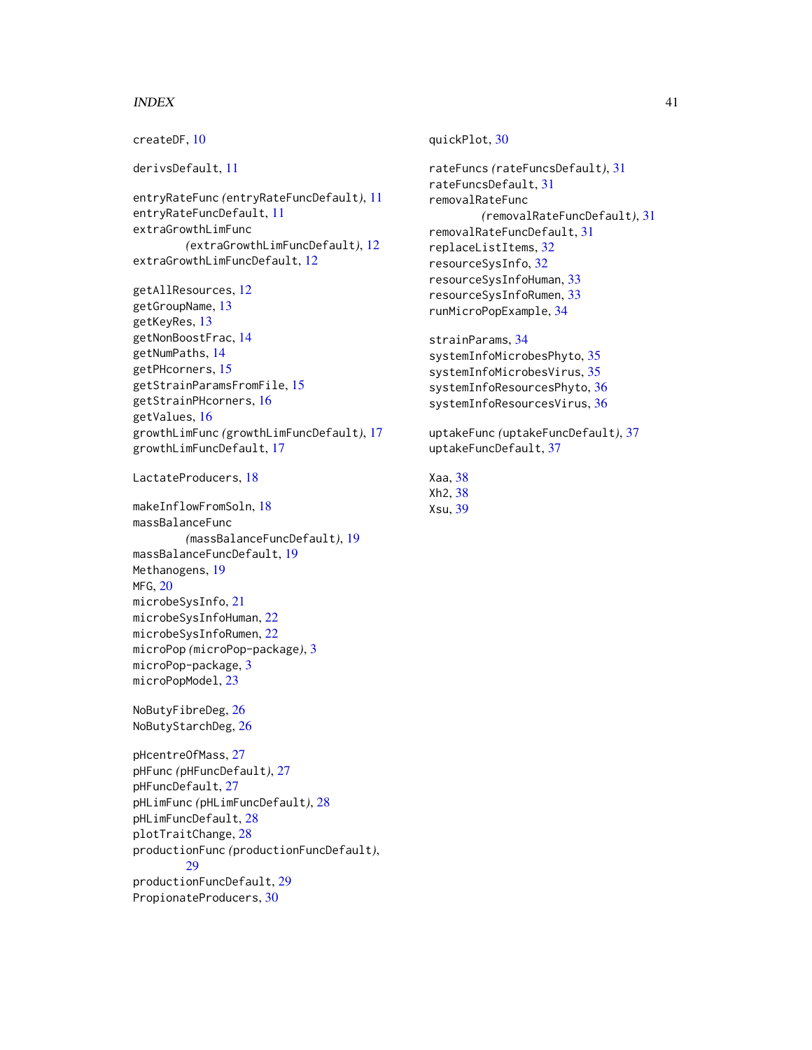createDF, 10

derivsDefault, 11

entryRateFunc *(entryRateFuncDefault)*, 11
entryRateFuncDefault, 11
extraGrowthLimFunc *(extraGrowthLimFuncDefault)*, 12
extraGrowthLimFuncDefault, 12

getAllResources, 12
getGroupName, 13
getKeyRes, 13
getNonBoostFrac, 14
getNumPaths, 14
getPHcorners, 15
getStrainParamsFromFile, 15
getStrainPHcorners, 16
getValues, 16
growthLimFunc *(growthLimFuncDefault)*, 17
growthLimFuncDefault, 17

LactateProducers, 18

makeInflowFromSoln, 18
massBalanceFunc *(massBalanceFuncDefault)*, 19
massBalanceFuncDefault, 19
Methanogens, 19
MFG, 20
microbeSysInfo, 21
microbeSysInfoHuman, 22
microbeSysInfoRumen, 22
microPop *(microPop-package)*, 3
microPop-package, 3
microPopModel, 23

NoButyFibreDeg, 26
NoButyStarchDeg, 26

pHcentreOfMass, 27
pHFunc *(pHFuncDefault)*, 27
pHFuncDefault, 27
pHLimFunc *(pHLimFuncDefault)*, 28
pHLimFuncDefault, 28
plotTraitChange, 28
productionFunc *(productionFuncDefault)*, 29
productionFuncDefault, 29
PropionateProducers, 30

quickPlot, 30

rateFuncs *(rateFuncsDefault)*, 31
rateFuncsDefault, 31
removalRateFunc *(removalRateFuncDefault)*, 31
removalRateFuncDefault, 31
replaceListItems, 32
resourceSysInfo, 32
resourceSysInfoHuman, 33
resourceSysInfoRumen, 33
runMicroPopExample, 34

strainParams, 34
systemInfoMicrobesPhyto, 35
systemInfoMicrobesVirus, 35
systemInfoResourcesPhyto, 36
systemInfoResourcesVirus, 36

uptakeFunc *(uptakeFuncDefault)*, 37
uptakeFuncDefault, 37

Xaa, 38
Xh2, 38
Xsu, 39